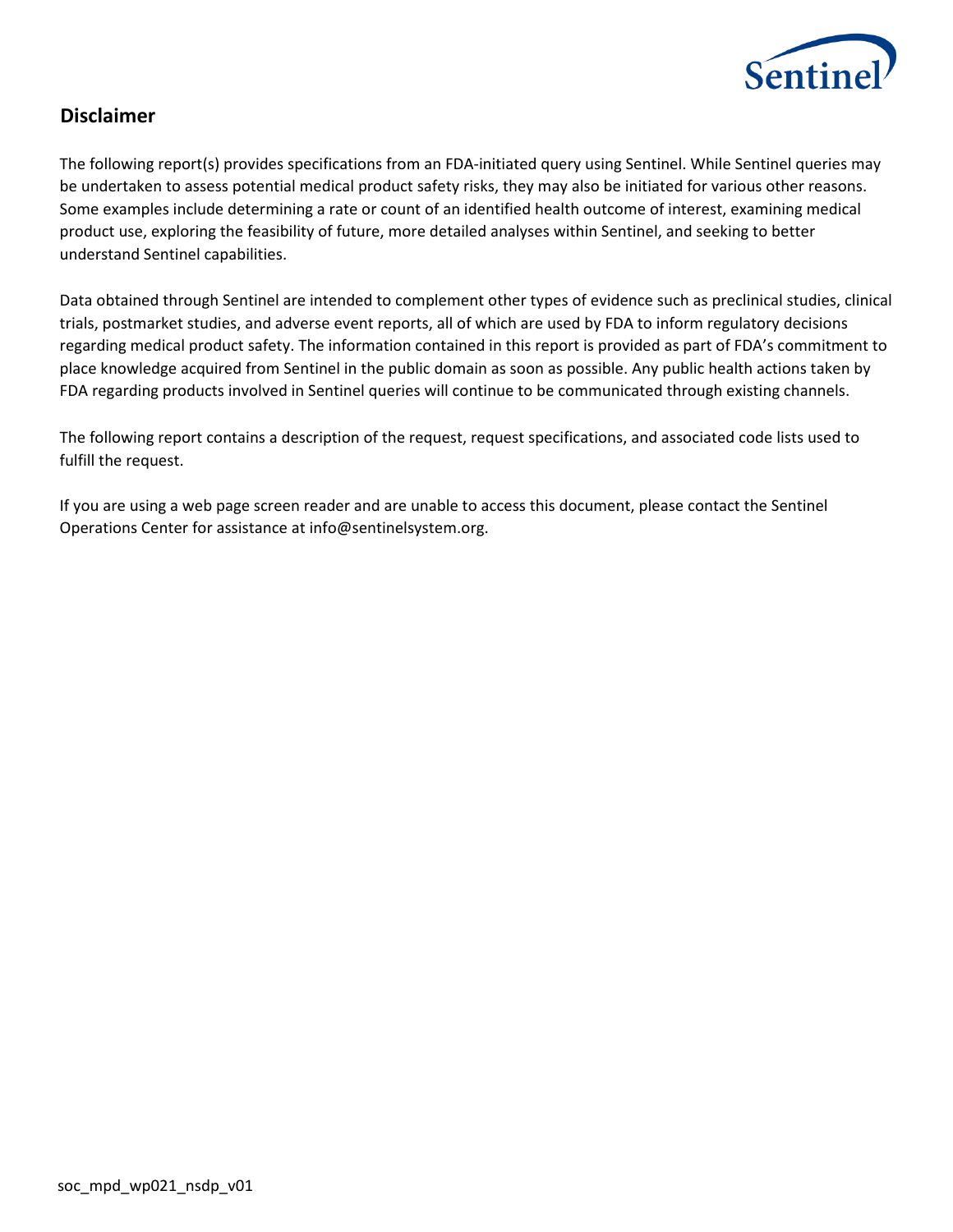## Disclaimer

The following report(s) provides specifications from an FDA-initiated query using Sentinel. While Sentinel queries may be undertaken to assess potential medical product safety risks, they may also be initiated for various other reasons. Some examples include determining a rate or count of an identified health outcome of interest, examining medical product use, exploring the feasibility of future, more detailed analyses within Sentinel, and seeking to better understand Sentinel capabilities.

Data obtained through Sentinel are intended to complement other types of evidence such as preclinical studies, clinical trials, postmarket studies, and adverse event reports, all of which are used by FDA to inform regulatory decisions regarding medical product safety. The information contained in this report is provided as part of FDA's commitment to place knowledge acquired from Sentinel in the public domain as soon as possible. Any public health actions taken by FDA regarding products involved in Sentinel queries will continue to be communicated through existing channels.

The following report contains a description of the request, request specifications, and associated code lists used to fulfill the request.

If you are using a web page screen reader and are unable to access this document, please contact the Sentinel Operations Center for assistance at info@sentinelsystem.org.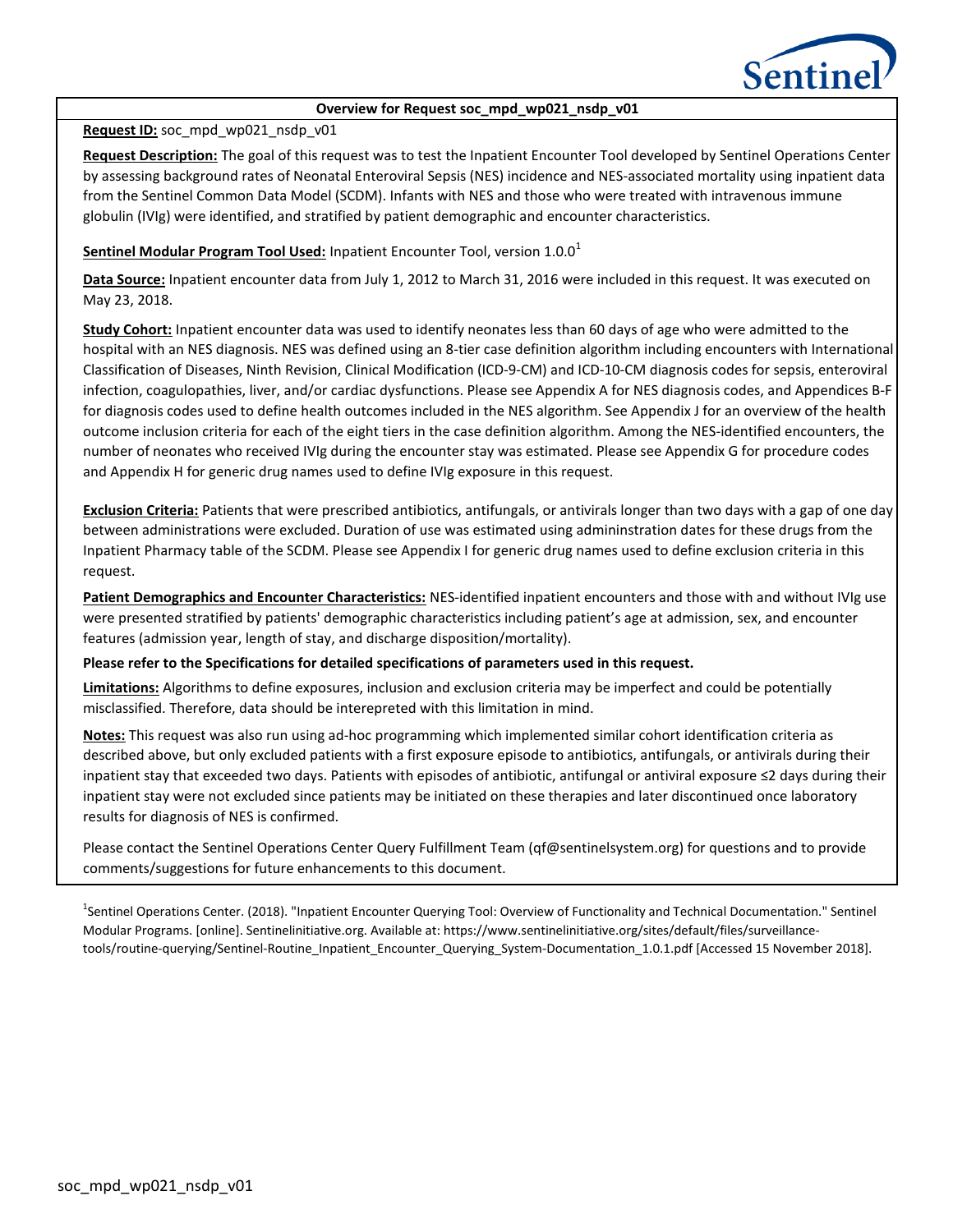**Overview for Request soc_mpd_wp021_nsdp_v01**

**Request ID:** soc_mpd_wp021_nsdp_v01

**Request Description:** The goal of this request was to test the Inpatient Encounter Tool developed by Sentinel Operations Center by assessing background rates of Neonatal Enteroviral Sepsis (NES) incidence and NES-associated mortality using inpatient data from the Sentinel Common Data Model (SCDM). Infants with NES and those who were treated with intravenous immune globulin (IVIg) were identified, and stratified by patient demographic and encounter characteristics.

**Sentinel Modular Program Tool Used:** Inpatient Encounter Tool, version 1.0.0[1]

**Data Source:** Inpatient encounter data from July 1, 2012 to March 31, 2016 were included in this request. It was executed on May 23, 2018.

**Study Cohort:** Inpatient encounter data was used to identify neonates less than 60 days of age who were admitted to the hospital with an NES diagnosis. NES was defined using an 8-tier case definition algorithm including encounters with International Classification of Diseases, Ninth Revision, Clinical Modification (ICD-9-CM) and ICD-10-CM diagnosis codes for sepsis, enteroviral infection, coagulopathies, liver, and/or cardiac dysfunctions. Please see Appendix A for NES diagnosis codes, and Appendices B-F for diagnosis codes used to define health outcomes included in the NES algorithm. See Appendix J for an overview of the health outcome inclusion criteria for each of the eight tiers in the case definition algorithm. Among the NES-identified encounters, the number of neonates who received IVIg during the encounter stay was estimated. Please see Appendix G for procedure codes and Appendix H for generic drug names used to define IVIg exposure in this request.

**Exclusion Criteria:** Patients that were prescribed antibiotics, antifungals, or antivirals longer than two days with a gap of one day between administrations were excluded. Duration of use was estimated using admininstration dates for these drugs from the Inpatient Pharmacy table of the SCDM. Please see Appendix I for generic drug names used to define exclusion criteria in this request.

**Patient Demographics and Encounter Characteristics:** NES-identified inpatient encounters and those with and without IVIg use were presented stratified by patients' demographic characteristics including patient's age at admission, sex, and encounter features (admission year, length of stay, and discharge disposition/mortality).

**Please refer to the Specifications for detailed specifications of parameters used in this request.**

**Limitations:** Algorithms to define exposures, inclusion and exclusion criteria may be imperfect and could be potentially misclassified. Therefore, data should be interepreted with this limitation in mind.

**Notes:** This request was also run using ad-hoc programming which implemented similar cohort identification criteria as described above, but only excluded patients with a first exposure episode to antibiotics, antifungals, or antivirals during their inpatient stay that exceeded two days. Patients with episodes of antibiotic, antifungal or antiviral exposure ≤2 days during their inpatient stay were not excluded since patients may be initiated on these therapies and later discontinued once laboratory results for diagnosis of NES is confirmed.

Please contact the Sentinel Operations Center Query Fulfillment Team (qf@sentinelsystem.org) for questions and to provide comments/suggestions for future enhancements to this document.

[1]Sentinel Operations Center. (2018). "Inpatient Encounter Querying Tool: Overview of Functionality and Technical Documentation." Sentinel Modular Programs. [online]. Sentinelinitiative.org. Available at: https://www.sentinelinitiative.org/sites/default/files/surveillance-tools/routine-querying/Sentinel-Routine_Inpatient_Encounter_Querying_System-Documentation_1.0.1.pdf [Accessed 15 November 2018].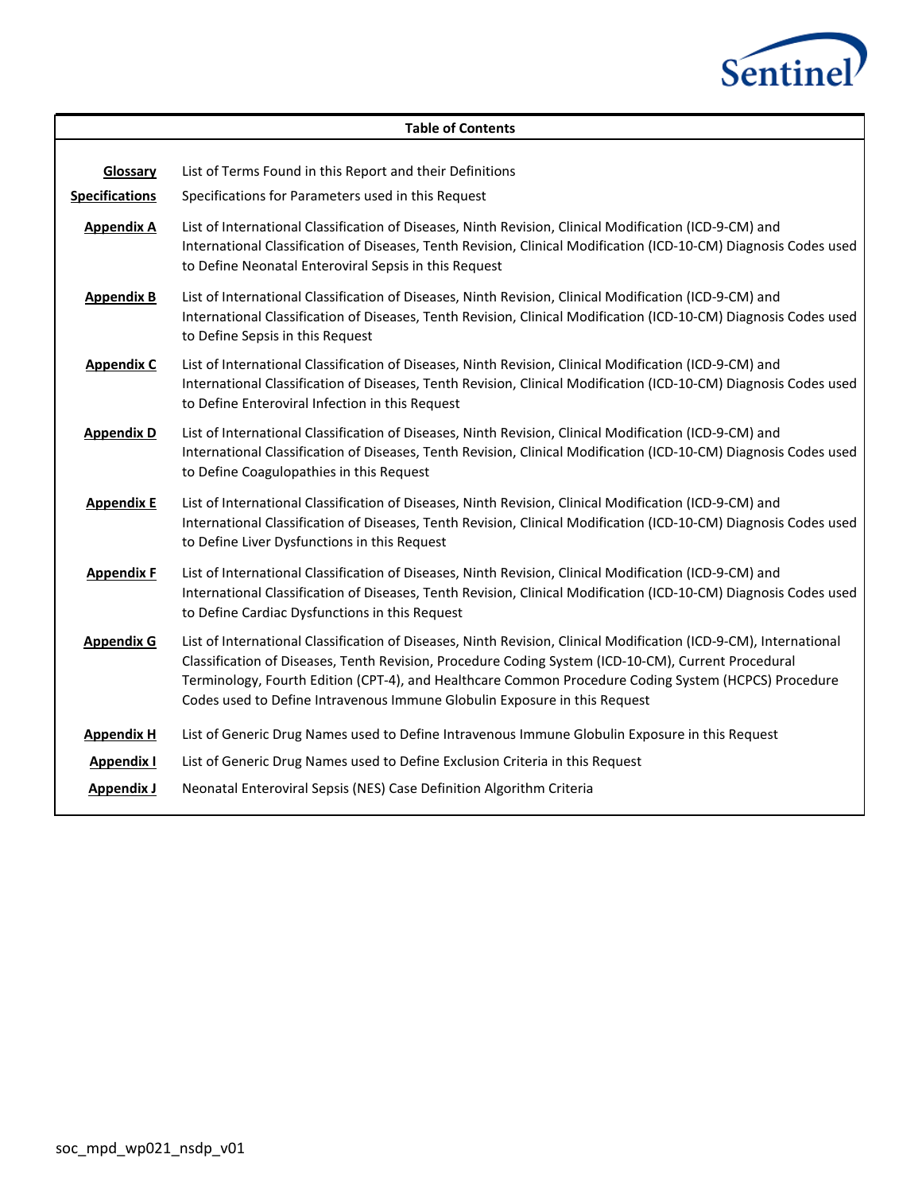| Table of Contents | |
|---|---|
| **Glossary** | List of Terms Found in this Report and their Definitions |
| **Specifications** | Specifications for Parameters used in this Request |
| **Appendix A** | List of International Classification of Diseases, Ninth Revision, Clinical Modification (ICD-9-CM) and International Classification of Diseases, Tenth Revision, Clinical Modification (ICD-10-CM) Diagnosis Codes used to Define Neonatal Enteroviral Sepsis in this Request |
| **Appendix B** | List of International Classification of Diseases, Ninth Revision, Clinical Modification (ICD-9-CM) and International Classification of Diseases, Tenth Revision, Clinical Modification (ICD-10-CM) Diagnosis Codes used to Define Sepsis in this Request |
| **Appendix C** | List of International Classification of Diseases, Ninth Revision, Clinical Modification (ICD-9-CM) and International Classification of Diseases, Tenth Revision, Clinical Modification (ICD-10-CM) Diagnosis Codes used to Define Enteroviral Infection in this Request |
| **Appendix D** | List of International Classification of Diseases, Ninth Revision, Clinical Modification (ICD-9-CM) and International Classification of Diseases, Tenth Revision, Clinical Modification (ICD-10-CM) Diagnosis Codes used to Define Coagulopathies in this Request |
| **Appendix E** | List of International Classification of Diseases, Ninth Revision, Clinical Modification (ICD-9-CM) and International Classification of Diseases, Tenth Revision, Clinical Modification (ICD-10-CM) Diagnosis Codes used to Define Liver Dysfunctions in this Request |
| **Appendix F** | List of International Classification of Diseases, Ninth Revision, Clinical Modification (ICD-9-CM) and International Classification of Diseases, Tenth Revision, Clinical Modification (ICD-10-CM) Diagnosis Codes used to Define Cardiac Dysfunctions in this Request |
| **Appendix G** | List of International Classification of Diseases, Ninth Revision, Clinical Modification (ICD-9-CM), International Classification of Diseases, Tenth Revision, Procedure Coding System (ICD-10-CM), Current Procedural Terminology, Fourth Edition (CPT-4), and Healthcare Common Procedure Coding System (HCPCS) Procedure Codes used to Define Intravenous Immune Globulin Exposure in this Request |
| **Appendix H** | List of Generic Drug Names used to Define Intravenous Immune Globulin Exposure in this Request |
| **Appendix I** | List of Generic Drug Names used to Define Exclusion Criteria in this Request |
| **Appendix J** | Neonatal Enteroviral Sepsis (NES) Case Definition Algorithm Criteria |

soc_mpd_wp021_nsdp_v01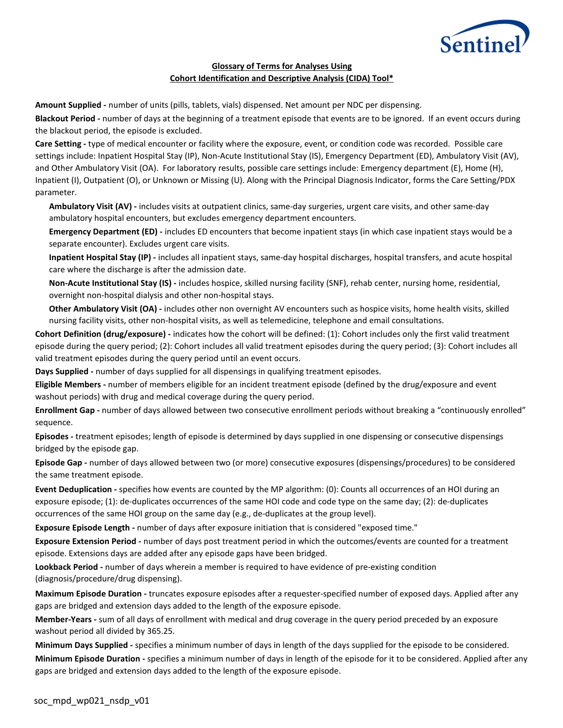**Glossary of Terms for Analyses Using**
**Cohort Identification and Descriptive Analysis (CIDA) Tool***

**Amount Supplied -** number of units (pills, tablets, vials) dispensed. Net amount per NDC per dispensing.

**Blackout Period -** number of days at the beginning of a treatment episode that events are to be ignored. If an event occurs during the blackout period, the episode is excluded.

**Care Setting -** type of medical encounter or facility where the exposure, event, or condition code was recorded. Possible care settings include: Inpatient Hospital Stay (IP), Non-Acute Institutional Stay (IS), Emergency Department (ED), Ambulatory Visit (AV), and Other Ambulatory Visit (OA). For laboratory results, possible care settings include: Emergency department (E), Home (H), Inpatient (I), Outpatient (O), or Unknown or Missing (U). Along with the Principal Diagnosis Indicator, forms the Care Setting/PDX parameter.

- **Ambulatory Visit (AV) -** includes visits at outpatient clinics, same-day surgeries, urgent care visits, and other same-day ambulatory hospital encounters, but excludes emergency department encounters.
- **Emergency Department (ED) -** includes ED encounters that become inpatient stays (in which case inpatient stays would be a separate encounter). Excludes urgent care visits.
- **Inpatient Hospital Stay (IP) -** includes all inpatient stays, same-day hospital discharges, hospital transfers, and acute hospital care where the discharge is after the admission date.
- **Non-Acute Institutional Stay (IS) -** includes hospice, skilled nursing facility (SNF), rehab center, nursing home, residential, overnight non-hospital dialysis and other non-hospital stays.
- **Other Ambulatory Visit (OA) -** includes other non overnight AV encounters such as hospice visits, home health visits, skilled nursing facility visits, other non-hospital visits, as well as telemedicine, telephone and email consultations.

**Cohort Definition (drug/exposure) -** indicates how the cohort will be defined: (1): Cohort includes only the first valid treatment episode during the query period; (2): Cohort includes all valid treatment episodes during the query period; (3): Cohort includes all valid treatment episodes during the query period until an event occurs.

**Days Supplied -** number of days supplied for all dispensings in qualifying treatment episodes.

**Eligible Members -** number of members eligible for an incident treatment episode (defined by the drug/exposure and event washout periods) with drug and medical coverage during the query period.

**Enrollment Gap -** number of days allowed between two consecutive enrollment periods without breaking a "continuously enrolled" sequence.

**Episodes -** treatment episodes; length of episode is determined by days supplied in one dispensing or consecutive dispensings bridged by the episode gap.

**Episode Gap -** number of days allowed between two (or more) consecutive exposures (dispensings/procedures) to be considered the same treatment episode.

**Event Deduplication -** specifies how events are counted by the MP algorithm: (0): Counts all occurrences of an HOI during an exposure episode; (1): de-duplicates occurrences of the same HOI code and code type on the same day; (2): de-duplicates occurrences of the same HOI group on the same day (e.g., de-duplicates at the group level).

**Exposure Episode Length -** number of days after exposure initiation that is considered "exposed time."

**Exposure Extension Period -** number of days post treatment period in which the outcomes/events are counted for a treatment episode. Extensions days are added after any episode gaps have been bridged.

**Lookback Period -** number of days wherein a member is required to have evidence of pre-existing condition (diagnosis/procedure/drug dispensing).

**Maximum Episode Duration -** truncates exposure episodes after a requester-specified number of exposed days. Applied after any gaps are bridged and extension days added to the length of the exposure episode.

**Member-Years -** sum of all days of enrollment with medical and drug coverage in the query period preceded by an exposure washout period all divided by 365.25.

**Minimum Days Supplied -** specifies a minimum number of days in length of the days supplied for the episode to be considered.

**Minimum Episode Duration -** specifies a minimum number of days in length of the episode for it to be considered. Applied after any gaps are bridged and extension days added to the length of the exposure episode.

soc_mpd_wp021_nsdp_v01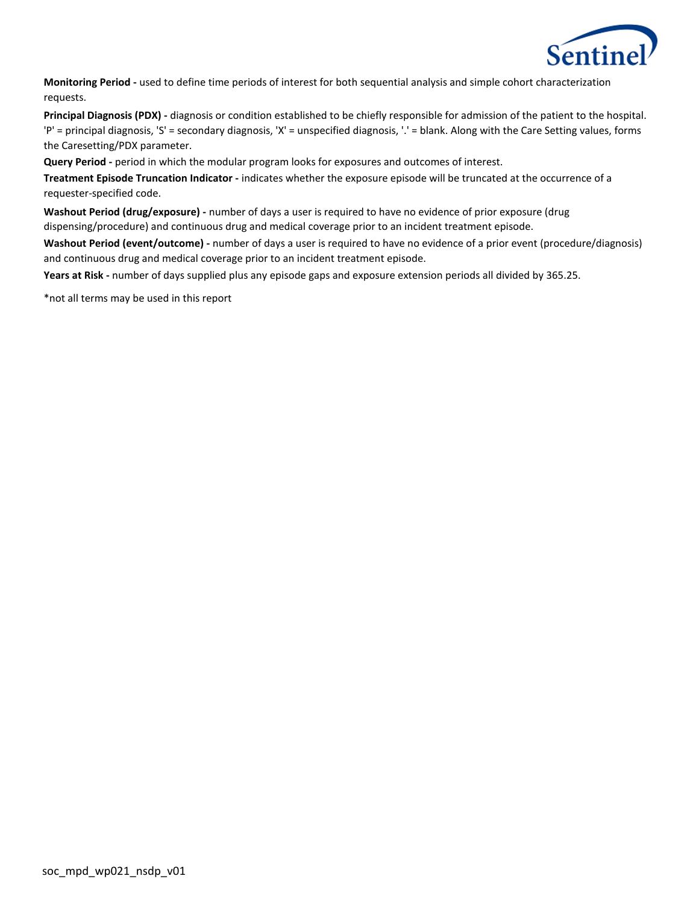**Monitoring Period -** used to define time periods of interest for both sequential analysis and simple cohort characterization requests.

**Principal Diagnosis (PDX) -** diagnosis or condition established to be chiefly responsible for admission of the patient to the hospital. 'P' = principal diagnosis, 'S' = secondary diagnosis, 'X' = unspecified diagnosis, '.' = blank. Along with the Care Setting values, forms the Caresetting/PDX parameter.

**Query Period -** period in which the modular program looks for exposures and outcomes of interest.

**Treatment Episode Truncation Indicator -** indicates whether the exposure episode will be truncated at the occurrence of a requester-specified code.

**Washout Period (drug/exposure) -** number of days a user is required to have no evidence of prior exposure (drug dispensing/procedure) and continuous drug and medical coverage prior to an incident treatment episode.

**Washout Period (event/outcome) -** number of days a user is required to have no evidence of a prior event (procedure/diagnosis) and continuous drug and medical coverage prior to an incident treatment episode.

**Years at Risk -** number of days supplied plus any episode gaps and exposure extension periods all divided by 365.25.

*not all terms may be used in this report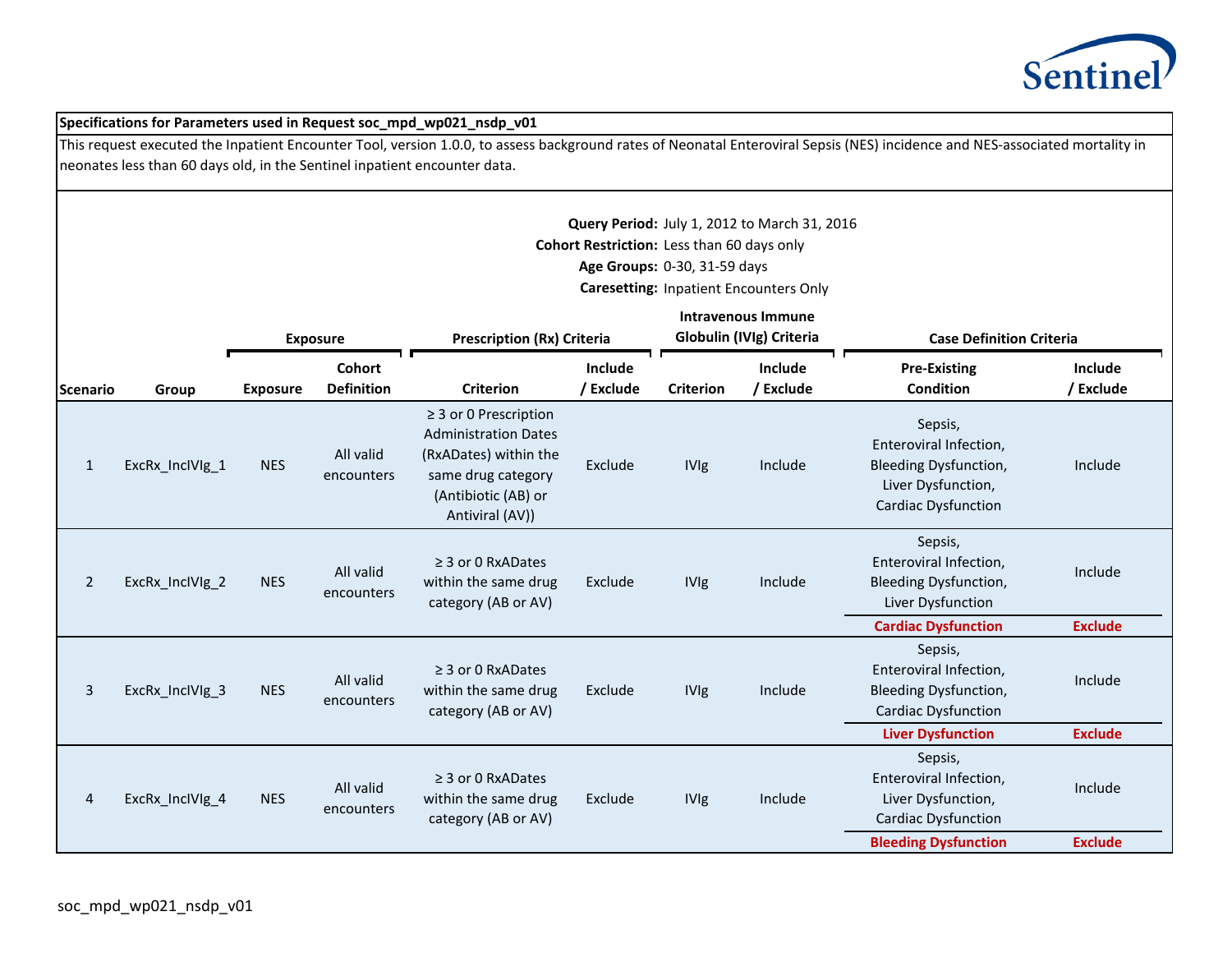**Specifications for Parameters used in Request soc_mpd_wp021_nsdp_v01**

This request executed the Inpatient Encounter Tool, version 1.0.0, to assess background rates of Neonatal Enteroviral Sepsis (NES) incidence and NES-associated mortality in neonates less than 60 days old, in the Sentinel inpatient encounter data.

**Query Period:** July 1, 2012 to March 31, 2016
**Cohort Restriction:** Less than 60 days only
**Age Groups:** 0-30, 31-59 days
**Caresetting:** Inpatient Encounters Only

| | | Exposure | | Prescription (Rx) Criteria | | Intravenous Immune Globulin (IVIg) Criteria | | Case Definition Criteria | |
|---|---|---|---|---|---|---|---|---|---|
| **Scenario** | **Group** | **Exposure** | **Cohort Definition** | **Criterion** | **Include / Exclude** | **Criterion** | **Include / Exclude** | **Pre-Existing Condition** | **Include / Exclude** |
| 1 | ExcRx_InclVIg_1 | NES | All valid encounters | ≥ 3 or 0 Prescription Administration Dates (RxADates) within the same drug category (Antibiotic (AB) or Antiviral (AV)) | Exclude | IVIg | Include | Sepsis, Enteroviral Infection, Bleeding Dysfunction, Liver Dysfunction, Cardiac Dysfunction | Include |
| 2 | ExcRx_InclVIg_2 | NES | All valid encounters | ≥ 3 or 0 RxADates within the same drug category (AB or AV) | Exclude | IVIg | Include | Sepsis, Enteroviral Infection, Bleeding Dysfunction, Liver Dysfunction | Include |
| | | | | | | | | **Cardiac Dysfunction** | **Exclude** |
| 3 | ExcRx_InclVIg_3 | NES | All valid encounters | ≥ 3 or 0 RxADates within the same drug category (AB or AV) | Exclude | IVIg | Include | Sepsis, Enteroviral Infection, Bleeding Dysfunction, Cardiac Dysfunction | Include |
| | | | | | | | | **Liver Dysfunction** | **Exclude** |
| 4 | ExcRx_InclVIg_4 | NES | All valid encounters | ≥ 3 or 0 RxADates within the same drug category (AB or AV) | Exclude | IVIg | Include | Sepsis, Enteroviral Infection, Liver Dysfunction, Cardiac Dysfunction | Include |
| | | | | | | | | **Bleeding Dysfunction** | **Exclude** |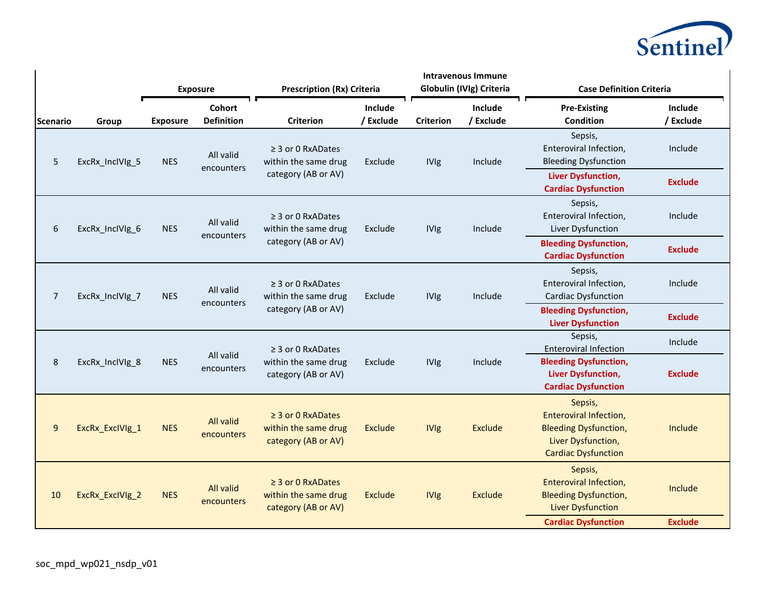| Scenario | Group | Exposure | | Prescription (Rx) Criteria | | Intravenous Immune Globulin (IVIg) Criteria | | Case Definition Criteria | |
|---|---|---|---|---|---|---|---|---|---|
| | | Exposure | Cohort Definition | Criterion | Include / Exclude | Criterion | Include / Exclude | Pre-Existing Condition | Include / Exclude |
| 5 | ExcRx_IncIVIg_5 | NES | All valid encounters | ≥ 3 or 0 RxADates within the same drug category (AB or AV) | Exclude | IVIg | Include | Sepsis, Enteroviral Infection, Bleeding Dysfunction | Include |
| | | | | | | | | **Liver Dysfunction, Cardiac Dysfunction** | **Exclude** |
| 6 | ExcRx_IncIVIg_6 | NES | All valid encounters | ≥ 3 or 0 RxADates within the same drug category (AB or AV) | Exclude | IVIg | Include | Sepsis, Enteroviral Infection, Liver Dysfunction | Include |
| | | | | | | | | **Bleeding Dysfunction, Cardiac Dysfunction** | **Exclude** |
| 7 | ExcRx_IncIVIg_7 | NES | All valid encounters | ≥ 3 or 0 RxADates within the same drug category (AB or AV) | Exclude | IVIg | Include | Sepsis, Enteroviral Infection, Cardiac Dysfunction | Include |
| | | | | | | | | **Bleeding Dysfunction, Liver Dysfunction** | **Exclude** |
| 8 | ExcRx_IncIVIg_8 | NES | All valid encounters | ≥ 3 or 0 RxADates within the same drug category (AB or AV) | Exclude | IVIg | Include | Sepsis, Enteroviral Infection | Include |
| | | | | | | | | **Bleeding Dysfunction, Liver Dysfunction, Cardiac Dysfunction** | **Exclude** |
| 9 | ExcRx_ExcIVIg_1 | NES | All valid encounters | ≥ 3 or 0 RxADates within the same drug category (AB or AV) | Exclude | IVIg | Exclude | Sepsis, Enteroviral Infection, Bleeding Dysfunction, Liver Dysfunction, Cardiac Dysfunction | Include |
| 10 | ExcRx_ExcIVIg_2 | NES | All valid encounters | ≥ 3 or 0 RxADates within the same drug category (AB or AV) | Exclude | IVIg | Exclude | Sepsis, Enteroviral Infection, Bleeding Dysfunction, Liver Dysfunction | Include |
| | | | | | | | | **Cardiac Dysfunction** | **Exclude** |

soc_mpd_wp021_nsdp_v01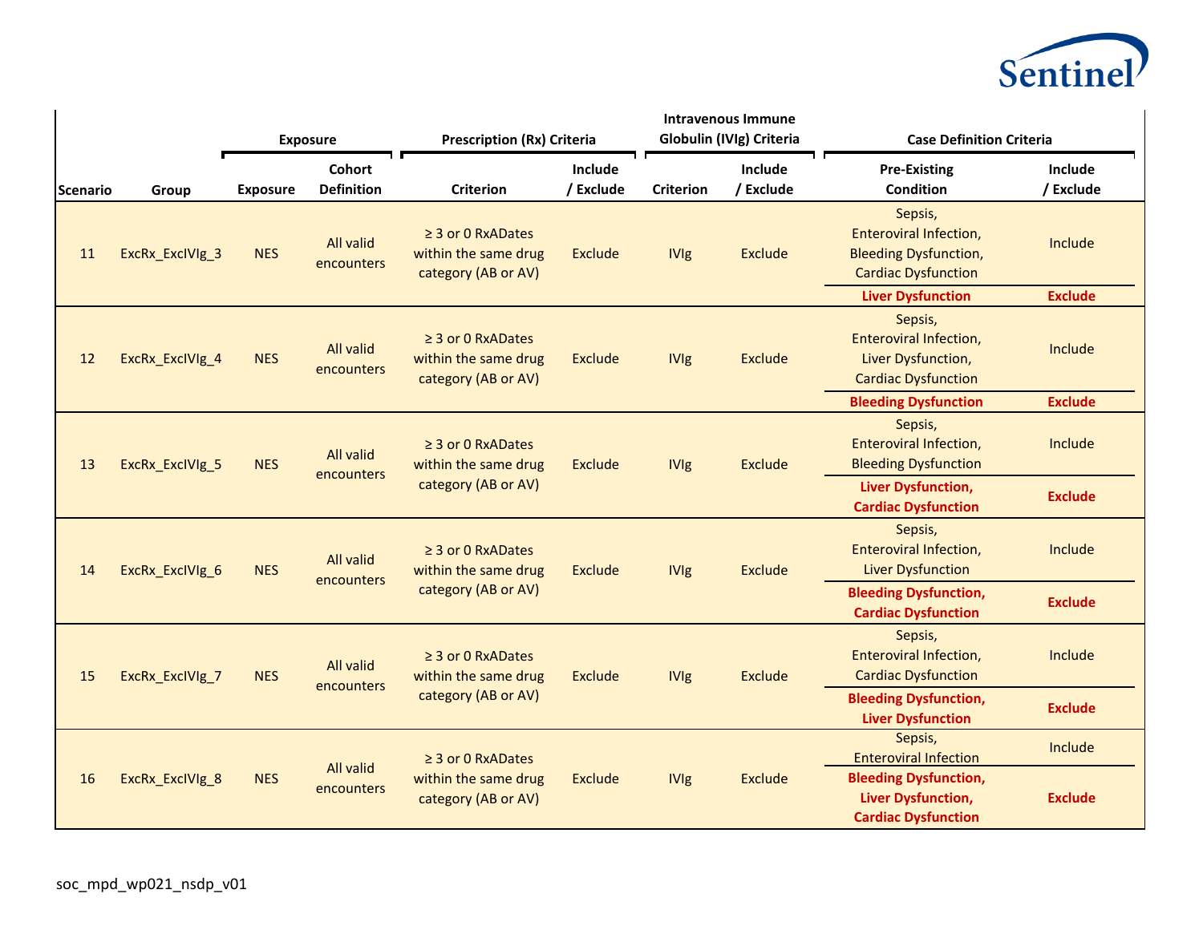| Scenario | Group | Exposure | | Prescription (Rx) Criteria | | Intravenous Immune Globulin (IVIg) Criteria | | Case Definition Criteria | |
|---|---|---|---|---|---|---|---|---|---|
| | | Exposure | Cohort Definition | Criterion | Include / Exclude | Criterion | Include / Exclude | Pre-Existing Condition | Include / Exclude |
| 11 | ExcRx_ExcIVIg_3 | NES | All valid encounters | ≥ 3 or 0 RxADates within the same drug category (AB or AV) | Exclude | IVIg | Exclude | Sepsis, Enteroviral Infection, Bleeding Dysfunction, Cardiac Dysfunction | Include |
| | | | | | | | | **Liver Dysfunction** | **Exclude** |
| 12 | ExcRx_ExcIVIg_4 | NES | All valid encounters | ≥ 3 or 0 RxADates within the same drug category (AB or AV) | Exclude | IVIg | Exclude | Sepsis, Enteroviral Infection, Liver Dysfunction, Cardiac Dysfunction | Include |
| | | | | | | | | **Bleeding Dysfunction** | **Exclude** |
| 13 | ExcRx_ExcIVIg_5 | NES | All valid encounters | ≥ 3 or 0 RxADates within the same drug category (AB or AV) | Exclude | IVIg | Exclude | Sepsis, Enteroviral Infection, Bleeding Dysfunction | Include |
| | | | | | | | | **Liver Dysfunction, Cardiac Dysfunction** | **Exclude** |
| 14 | ExcRx_ExcIVIg_6 | NES | All valid encounters | ≥ 3 or 0 RxADates within the same drug category (AB or AV) | Exclude | IVIg | Exclude | Sepsis, Enteroviral Infection, Liver Dysfunction | Include |
| | | | | | | | | **Bleeding Dysfunction, Cardiac Dysfunction** | **Exclude** |
| 15 | ExcRx_ExcIVIg_7 | NES | All valid encounters | ≥ 3 or 0 RxADates within the same drug category (AB or AV) | Exclude | IVIg | Exclude | Sepsis, Enteroviral Infection, Cardiac Dysfunction | Include |
| | | | | | | | | **Bleeding Dysfunction, Liver Dysfunction** | **Exclude** |
| 16 | ExcRx_ExcIVIg_8 | NES | All valid encounters | ≥ 3 or 0 RxADates within the same drug category (AB or AV) | Exclude | IVIg | Exclude | Sepsis, Enteroviral Infection | Include |
| | | | | | | | | **Bleeding Dysfunction, Liver Dysfunction, Cardiac Dysfunction** | **Exclude** |

soc_mpd_wp021_nsdp_v01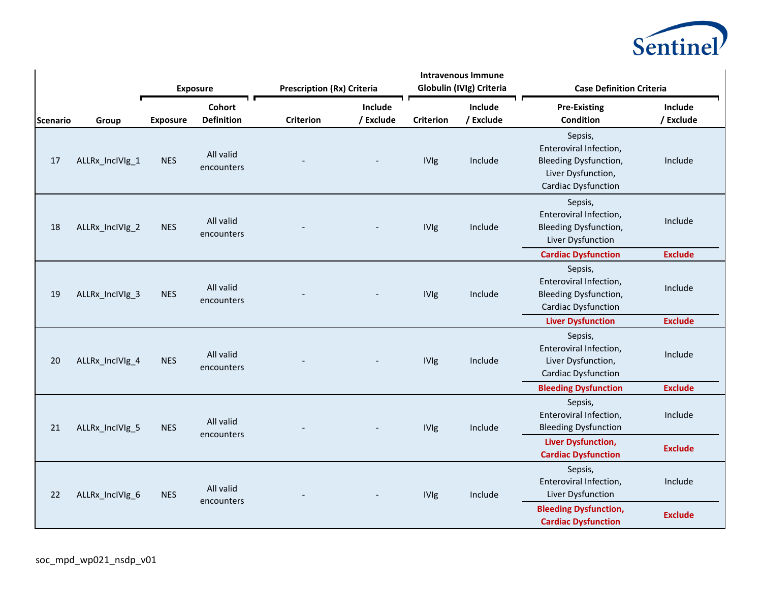| | | Exposure | | Prescription (Rx) Criteria | | Intravenous Immune Globulin (IVIg) Criteria | | Case Definition Criteria | |
|---|---|---|---|---|---|---|---|---|---|
| Scenario | Group | Exposure | Cohort Definition | Criterion | Include / Exclude | Criterion | Include / Exclude | Pre-Existing Condition | Include / Exclude |
| 17 | ALLRx_InclVIg_1 | NES | All valid encounters | - | - | IVIg | Include | Sepsis, Enteroviral Infection, Bleeding Dysfunction, Liver Dysfunction, Cardiac Dysfunction | Include |
| 18 | ALLRx_InclVIg_2 | NES | All valid encounters | - | - | IVIg | Include | Sepsis, Enteroviral Infection, Bleeding Dysfunction, Liver Dysfunction | Include |
| | | | | | | | | **Cardiac Dysfunction** | **Exclude** |
| 19 | ALLRx_InclVIg_3 | NES | All valid encounters | - | - | IVIg | Include | Sepsis, Enteroviral Infection, Bleeding Dysfunction, Cardiac Dysfunction | Include |
| | | | | | | | | **Liver Dysfunction** | **Exclude** |
| 20 | ALLRx_InclVIg_4 | NES | All valid encounters | - | - | IVIg | Include | Sepsis, Enteroviral Infection, Liver Dysfunction, Cardiac Dysfunction | Include |
| | | | | | | | | **Bleeding Dysfunction** | **Exclude** |
| 21 | ALLRx_InclVIg_5 | NES | All valid encounters | - | - | IVIg | Include | Sepsis, Enteroviral Infection, Bleeding Dysfunction | Include |
| | | | | | | | | **Liver Dysfunction, Cardiac Dysfunction** | **Exclude** |
| 22 | ALLRx_InclVIg_6 | NES | All valid encounters | - | - | IVIg | Include | Sepsis, Enteroviral Infection, Liver Dysfunction | Include |
| | | | | | | | | **Bleeding Dysfunction, Cardiac Dysfunction** | **Exclude** |

soc_mpd_wp021_nsdp_v01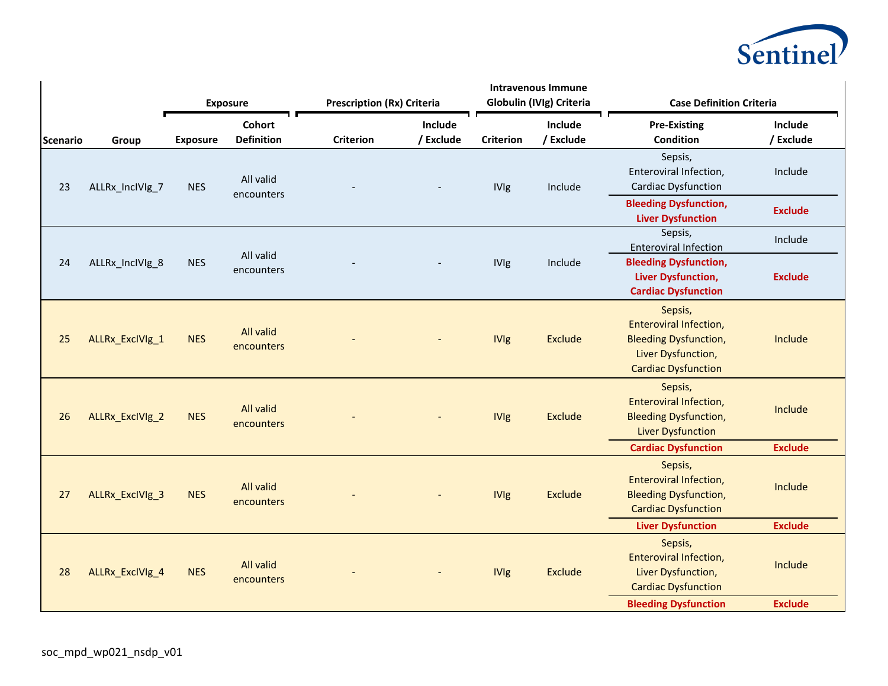| Scenario | Group | Exposure | | Prescription (Rx) Criteria | | Intravenous Immune Globulin (IVIg) Criteria | | Case Definition Criteria | |
|---|---|---|---|---|---|---|---|---|---|
| | | Exposure | Cohort Definition | Criterion | Include / Exclude | Criterion | Include / Exclude | Pre-Existing Condition | Include / Exclude |
| 23 | ALLRx_IncIVIg_7 | NES | All valid encounters | - | - | IVIg | Include | Sepsis, Enteroviral Infection, Cardiac Dysfunction | Include |
| | | | | | | | | **Bleeding Dysfunction, Liver Dysfunction** | **Exclude** |
| 24 | ALLRx_IncIVIg_8 | NES | All valid encounters | - | - | IVIg | Include | Sepsis, Enteroviral Infection | Include |
| | | | | | | | | **Bleeding Dysfunction, Liver Dysfunction, Cardiac Dysfunction** | **Exclude** |
| 25 | ALLRx_ExcIVIg_1 | NES | All valid encounters | - | - | IVIg | Exclude | Sepsis, Enteroviral Infection, Bleeding Dysfunction, Liver Dysfunction, Cardiac Dysfunction | Include |
| 26 | ALLRx_ExcIVIg_2 | NES | All valid encounters | - | - | IVIg | Exclude | Sepsis, Enteroviral Infection, Bleeding Dysfunction, Liver Dysfunction | Include |
| | | | | | | | | **Cardiac Dysfunction** | **Exclude** |
| 27 | ALLRx_ExcIVIg_3 | NES | All valid encounters | - | - | IVIg | Exclude | Sepsis, Enteroviral Infection, Bleeding Dysfunction, Cardiac Dysfunction | Include |
| | | | | | | | | **Liver Dysfunction** | **Exclude** |
| 28 | ALLRx_ExcIVIg_4 | NES | All valid encounters | - | - | IVIg | Exclude | Sepsis, Enteroviral Infection, Liver Dysfunction, Cardiac Dysfunction | Include |
| | | | | | | | | **Bleeding Dysfunction** | **Exclude** |

soc_mpd_wp021_nsdp_v01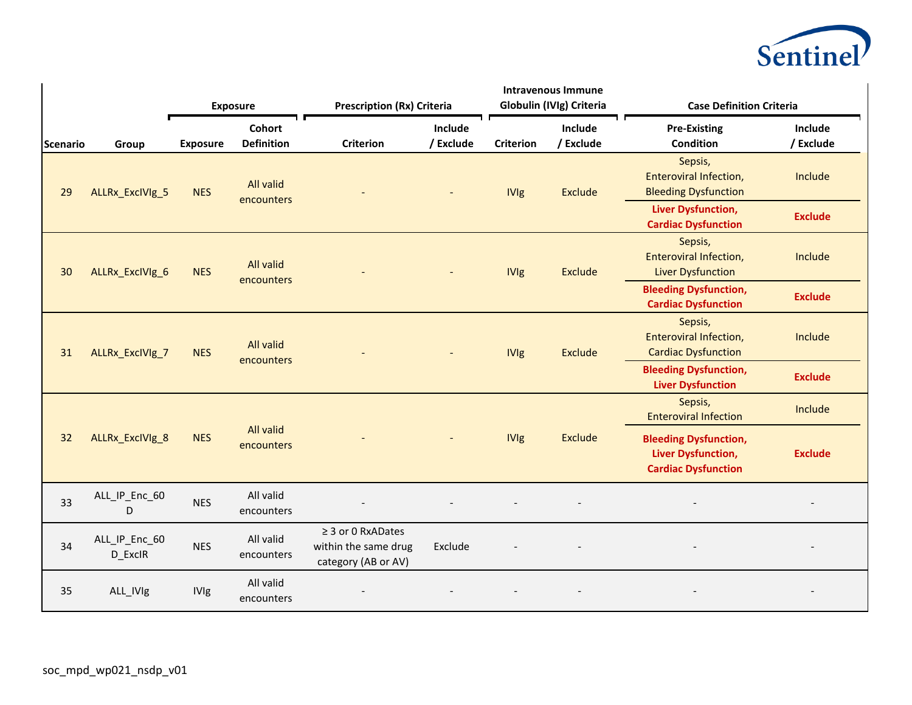| Scenario | Group | Exposure | | Prescription (Rx) Criteria | | Intravenous Immune Globulin (IVIg) Criteria | | Case Definition Criteria | |
|---|---|---|---|---|---|---|---|---|---|
| | | Exposure | Cohort Definition | Criterion | Include / Exclude | Criterion | Include / Exclude | Pre-Existing Condition | Include / Exclude |
| 29 | ALLRx_ExcIVIg_5 | NES | All valid encounters | - | - | IVIg | Exclude | Sepsis, Enteroviral Infection, Bleeding Dysfunction | Include |
| | | | | | | | | **Liver Dysfunction, Cardiac Dysfunction** | **Exclude** |
| 30 | ALLRx_ExcIVIg_6 | NES | All valid encounters | - | - | IVIg | Exclude | Sepsis, Enteroviral Infection, Liver Dysfunction | Include |
| | | | | | | | | **Bleeding Dysfunction, Cardiac Dysfunction** | **Exclude** |
| 31 | ALLRx_ExcIVIg_7 | NES | All valid encounters | - | - | IVIg | Exclude | Sepsis, Enteroviral Infection, Cardiac Dysfunction | Include |
| | | | | | | | | **Bleeding Dysfunction, Liver Dysfunction** | **Exclude** |
| 32 | ALLRx_ExcIVIg_8 | NES | All valid encounters | - | - | IVIg | Exclude | Sepsis, Enteroviral Infection | Include |
| | | | | | | | | **Bleeding Dysfunction, Liver Dysfunction, Cardiac Dysfunction** | **Exclude** |
| 33 | ALL_IP_Enc_60D | NES | All valid encounters | - | - | - | - | - | - |
| 34 | ALL_IP_Enc_60D_ExcIR | NES | All valid encounters | ≥ 3 or 0 RxADates within the same drug category (AB or AV) | Exclude | - | - | - | - |
| 35 | ALL_IVIg | IVIg | All valid encounters | - | - | - | - | - | - |

soc_mpd_wp021_nsdp_v01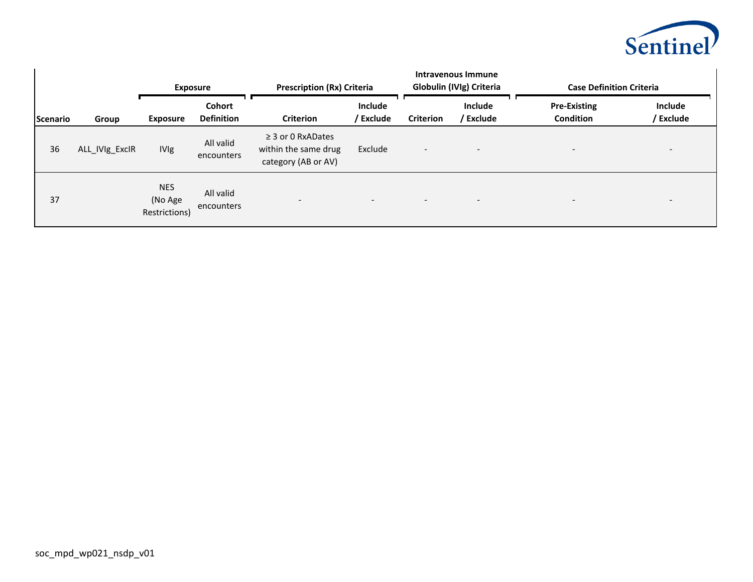| | | Exposure | | Prescription (Rx) Criteria | | Intravenous Immune Globulin (IVIg) Criteria | | Case Definition Criteria | |
|---|---|---|---|---|---|---|---|---|---|
| Scenario | Group | Exposure | Cohort Definition | Criterion | Include / Exclude | Criterion | Include / Exclude | Pre-Existing Condition | Include / Exclude |
| 36 | ALL_IVIg_ExcIR | IVIg | All valid encounters | ≥ 3 or 0 RxADates within the same drug category (AB or AV) | Exclude | - | - | - | - |
| 37 | | NES (No Age Restrictions) | All valid encounters | - | - | - | - | - | - |

soc_mpd_wp021_nsdp_v01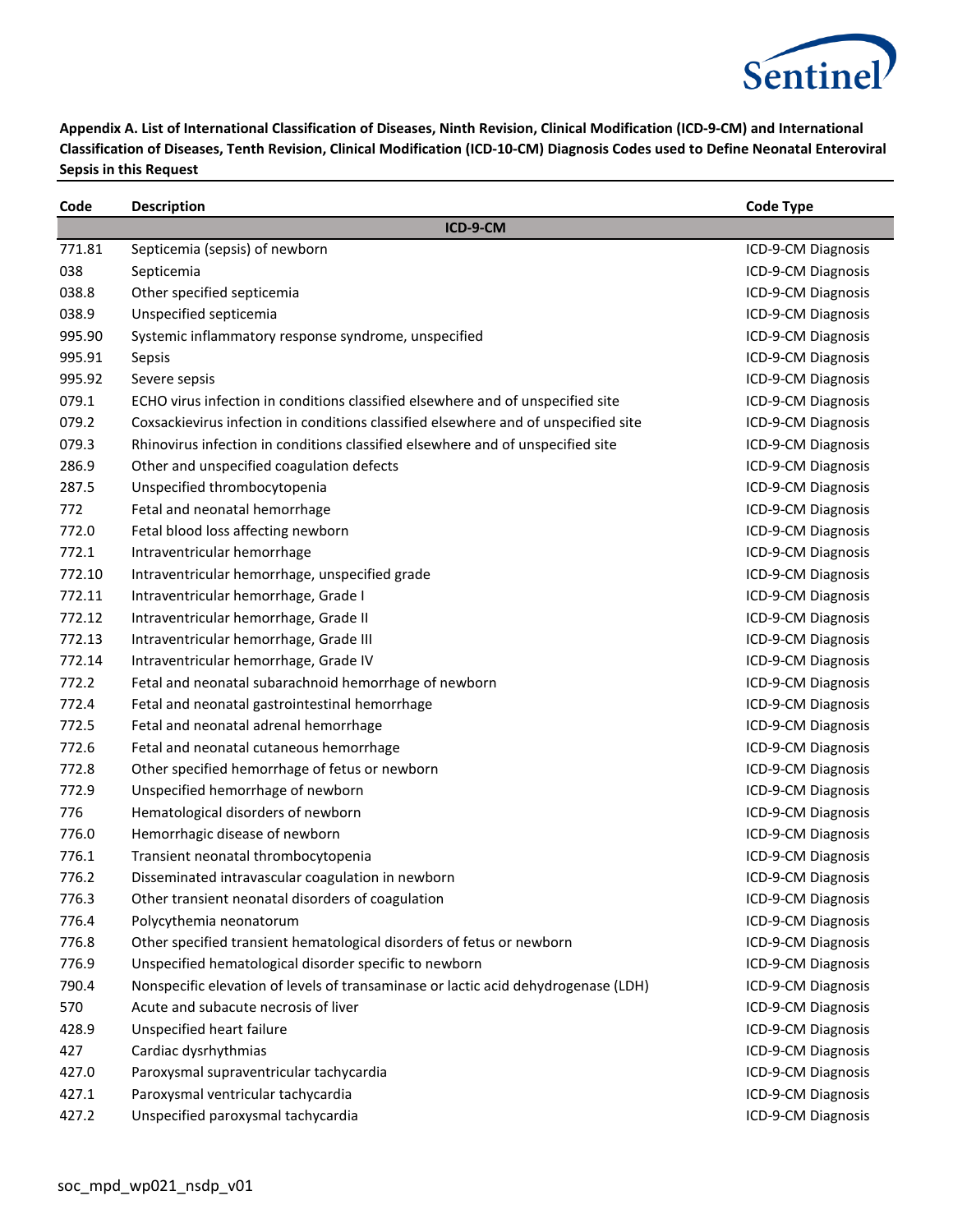**Appendix A. List of International Classification of Diseases, Ninth Revision, Clinical Modification (ICD-9-CM) and International Classification of Diseases, Tenth Revision, Clinical Modification (ICD-10-CM) Diagnosis Codes used to Define Neonatal Enteroviral Sepsis in this Request**

| Code | Description | Code Type |
|---|---|---|
| | **ICD-9-CM** | |
| 771.81 | Septicemia (sepsis) of newborn | ICD-9-CM Diagnosis |
| 038 | Septicemia | ICD-9-CM Diagnosis |
| 038.8 | Other specified septicemia | ICD-9-CM Diagnosis |
| 038.9 | Unspecified septicemia | ICD-9-CM Diagnosis |
| 995.90 | Systemic inflammatory response syndrome, unspecified | ICD-9-CM Diagnosis |
| 995.91 | Sepsis | ICD-9-CM Diagnosis |
| 995.92 | Severe sepsis | ICD-9-CM Diagnosis |
| 079.1 | ECHO virus infection in conditions classified elsewhere and of unspecified site | ICD-9-CM Diagnosis |
| 079.2 | Coxsackievirus infection in conditions classified elsewhere and of unspecified site | ICD-9-CM Diagnosis |
| 079.3 | Rhinovirus infection in conditions classified elsewhere and of unspecified site | ICD-9-CM Diagnosis |
| 286.9 | Other and unspecified coagulation defects | ICD-9-CM Diagnosis |
| 287.5 | Unspecified thrombocytopenia | ICD-9-CM Diagnosis |
| 772 | Fetal and neonatal hemorrhage | ICD-9-CM Diagnosis |
| 772.0 | Fetal blood loss affecting newborn | ICD-9-CM Diagnosis |
| 772.1 | Intraventricular hemorrhage | ICD-9-CM Diagnosis |
| 772.10 | Intraventricular hemorrhage, unspecified grade | ICD-9-CM Diagnosis |
| 772.11 | Intraventricular hemorrhage, Grade I | ICD-9-CM Diagnosis |
| 772.12 | Intraventricular hemorrhage, Grade II | ICD-9-CM Diagnosis |
| 772.13 | Intraventricular hemorrhage, Grade III | ICD-9-CM Diagnosis |
| 772.14 | Intraventricular hemorrhage, Grade IV | ICD-9-CM Diagnosis |
| 772.2 | Fetal and neonatal subarachnoid hemorrhage of newborn | ICD-9-CM Diagnosis |
| 772.4 | Fetal and neonatal gastrointestinal hemorrhage | ICD-9-CM Diagnosis |
| 772.5 | Fetal and neonatal adrenal hemorrhage | ICD-9-CM Diagnosis |
| 772.6 | Fetal and neonatal cutaneous hemorrhage | ICD-9-CM Diagnosis |
| 772.8 | Other specified hemorrhage of fetus or newborn | ICD-9-CM Diagnosis |
| 772.9 | Unspecified hemorrhage of newborn | ICD-9-CM Diagnosis |
| 776 | Hematological disorders of newborn | ICD-9-CM Diagnosis |
| 776.0 | Hemorrhagic disease of newborn | ICD-9-CM Diagnosis |
| 776.1 | Transient neonatal thrombocytopenia | ICD-9-CM Diagnosis |
| 776.2 | Disseminated intravascular coagulation in newborn | ICD-9-CM Diagnosis |
| 776.3 | Other transient neonatal disorders of coagulation | ICD-9-CM Diagnosis |
| 776.4 | Polycythemia neonatorum | ICD-9-CM Diagnosis |
| 776.8 | Other specified transient hematological disorders of fetus or newborn | ICD-9-CM Diagnosis |
| 776.9 | Unspecified hematological disorder specific to newborn | ICD-9-CM Diagnosis |
| 790.4 | Nonspecific elevation of levels of transaminase or lactic acid dehydrogenase (LDH) | ICD-9-CM Diagnosis |
| 570 | Acute and subacute necrosis of liver | ICD-9-CM Diagnosis |
| 428.9 | Unspecified heart failure | ICD-9-CM Diagnosis |
| 427 | Cardiac dysrhythmias | ICD-9-CM Diagnosis |
| 427.0 | Paroxysmal supraventricular tachycardia | ICD-9-CM Diagnosis |
| 427.1 | Paroxysmal ventricular tachycardia | ICD-9-CM Diagnosis |
| 427.2 | Unspecified paroxysmal tachycardia | ICD-9-CM Diagnosis |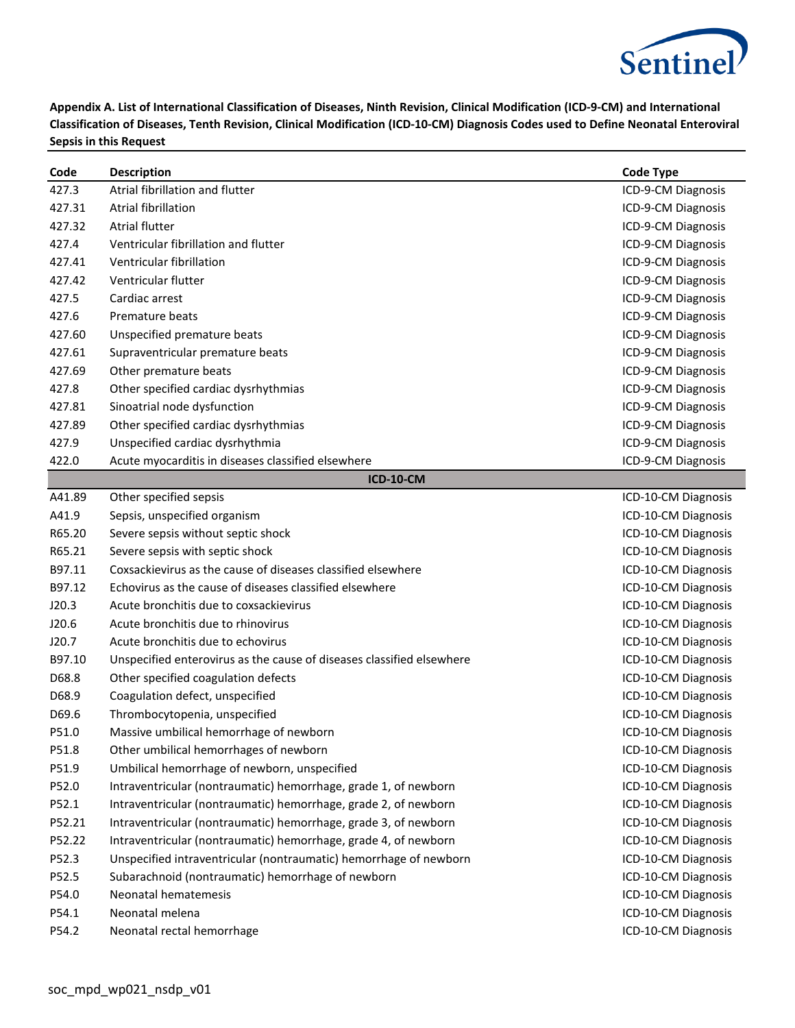**Appendix A. List of International Classification of Diseases, Ninth Revision, Clinical Modification (ICD-9-CM) and International Classification of Diseases, Tenth Revision, Clinical Modification (ICD-10-CM) Diagnosis Codes used to Define Neonatal Enteroviral Sepsis in this Request**

| Code | Description | Code Type |
|---|---|---|
| 427.3 | Atrial fibrillation and flutter | ICD-9-CM Diagnosis |
| 427.31 | Atrial fibrillation | ICD-9-CM Diagnosis |
| 427.32 | Atrial flutter | ICD-9-CM Diagnosis |
| 427.4 | Ventricular fibrillation and flutter | ICD-9-CM Diagnosis |
| 427.41 | Ventricular fibrillation | ICD-9-CM Diagnosis |
| 427.42 | Ventricular flutter | ICD-9-CM Diagnosis |
| 427.5 | Cardiac arrest | ICD-9-CM Diagnosis |
| 427.6 | Premature beats | ICD-9-CM Diagnosis |
| 427.60 | Unspecified premature beats | ICD-9-CM Diagnosis |
| 427.61 | Supraventricular premature beats | ICD-9-CM Diagnosis |
| 427.69 | Other premature beats | ICD-9-CM Diagnosis |
| 427.8 | Other specified cardiac dysrhythmias | ICD-9-CM Diagnosis |
| 427.81 | Sinoatrial node dysfunction | ICD-9-CM Diagnosis |
| 427.89 | Other specified cardiac dysrhythmias | ICD-9-CM Diagnosis |
| 427.9 | Unspecified cardiac dysrhythmia | ICD-9-CM Diagnosis |
| 422.0 | Acute myocarditis in diseases classified elsewhere | ICD-9-CM Diagnosis |
| | **ICD-10-CM** | |
| A41.89 | Other specified sepsis | ICD-10-CM Diagnosis |
| A41.9 | Sepsis, unspecified organism | ICD-10-CM Diagnosis |
| R65.20 | Severe sepsis without septic shock | ICD-10-CM Diagnosis |
| R65.21 | Severe sepsis with septic shock | ICD-10-CM Diagnosis |
| B97.11 | Coxsackievirus as the cause of diseases classified elsewhere | ICD-10-CM Diagnosis |
| B97.12 | Echovirus as the cause of diseases classified elsewhere | ICD-10-CM Diagnosis |
| J20.3 | Acute bronchitis due to coxsackievirus | ICD-10-CM Diagnosis |
| J20.6 | Acute bronchitis due to rhinovirus | ICD-10-CM Diagnosis |
| J20.7 | Acute bronchitis due to echovirus | ICD-10-CM Diagnosis |
| B97.10 | Unspecified enterovirus as the cause of diseases classified elsewhere | ICD-10-CM Diagnosis |
| D68.8 | Other specified coagulation defects | ICD-10-CM Diagnosis |
| D68.9 | Coagulation defect, unspecified | ICD-10-CM Diagnosis |
| D69.6 | Thrombocytopenia, unspecified | ICD-10-CM Diagnosis |
| P51.0 | Massive umbilical hemorrhage of newborn | ICD-10-CM Diagnosis |
| P51.8 | Other umbilical hemorrhages of newborn | ICD-10-CM Diagnosis |
| P51.9 | Umbilical hemorrhage of newborn, unspecified | ICD-10-CM Diagnosis |
| P52.0 | Intraventricular (nontraumatic) hemorrhage, grade 1, of newborn | ICD-10-CM Diagnosis |
| P52.1 | Intraventricular (nontraumatic) hemorrhage, grade 2, of newborn | ICD-10-CM Diagnosis |
| P52.21 | Intraventricular (nontraumatic) hemorrhage, grade 3, of newborn | ICD-10-CM Diagnosis |
| P52.22 | Intraventricular (nontraumatic) hemorrhage, grade 4, of newborn | ICD-10-CM Diagnosis |
| P52.3 | Unspecified intraventricular (nontraumatic) hemorrhage of newborn | ICD-10-CM Diagnosis |
| P52.5 | Subarachnoid (nontraumatic) hemorrhage of newborn | ICD-10-CM Diagnosis |
| P54.0 | Neonatal hematemesis | ICD-10-CM Diagnosis |
| P54.1 | Neonatal melena | ICD-10-CM Diagnosis |
| P54.2 | Neonatal rectal hemorrhage | ICD-10-CM Diagnosis |

soc_mpd_wp021_nsdp_v01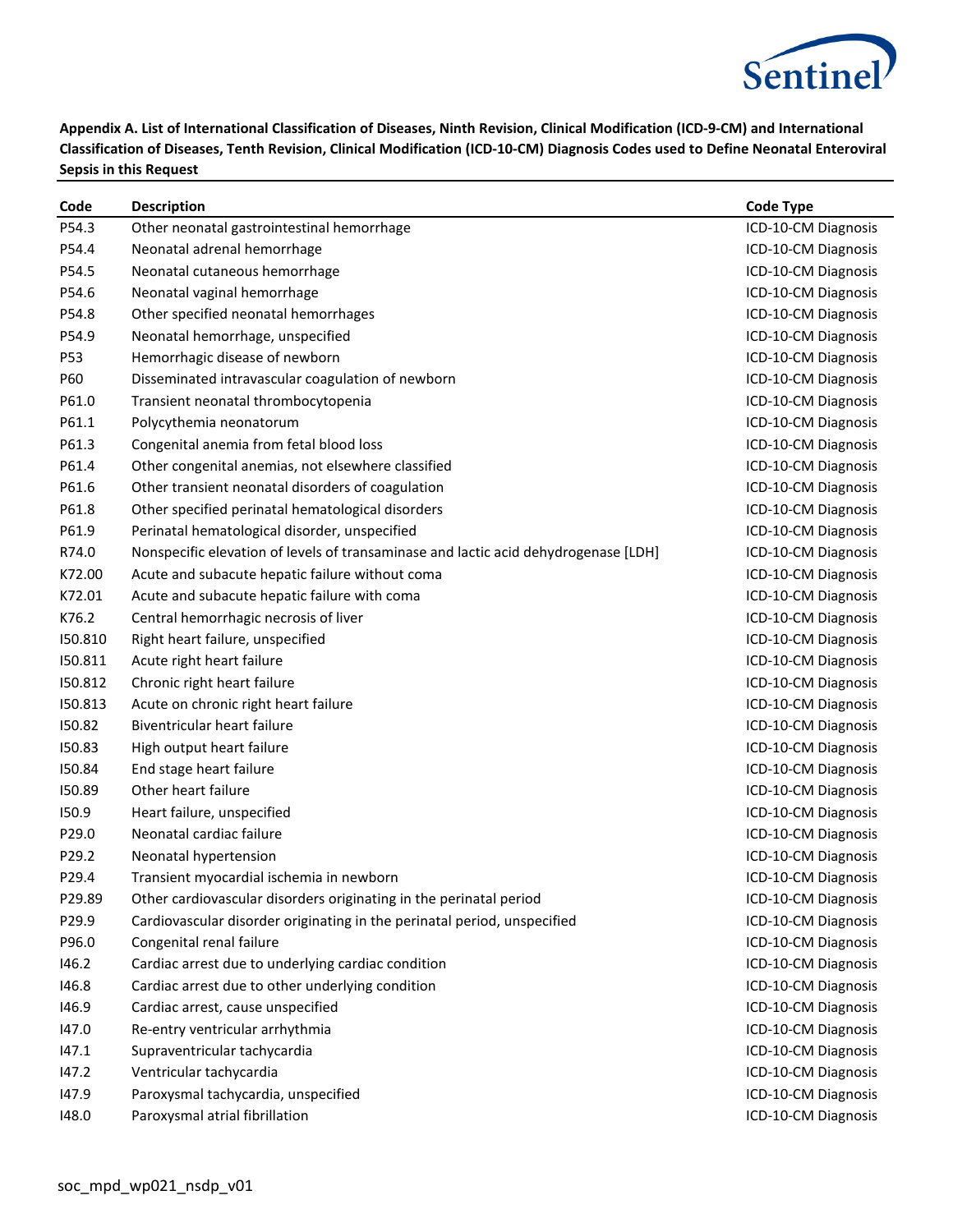**Appendix A. List of International Classification of Diseases, Ninth Revision, Clinical Modification (ICD-9-CM) and International Classification of Diseases, Tenth Revision, Clinical Modification (ICD-10-CM) Diagnosis Codes used to Define Neonatal Enteroviral Sepsis in this Request**

| Code | Description | Code Type |
|---|---|---|
| P54.3 | Other neonatal gastrointestinal hemorrhage | ICD-10-CM Diagnosis |
| P54.4 | Neonatal adrenal hemorrhage | ICD-10-CM Diagnosis |
| P54.5 | Neonatal cutaneous hemorrhage | ICD-10-CM Diagnosis |
| P54.6 | Neonatal vaginal hemorrhage | ICD-10-CM Diagnosis |
| P54.8 | Other specified neonatal hemorrhages | ICD-10-CM Diagnosis |
| P54.9 | Neonatal hemorrhage, unspecified | ICD-10-CM Diagnosis |
| P53 | Hemorrhagic disease of newborn | ICD-10-CM Diagnosis |
| P60 | Disseminated intravascular coagulation of newborn | ICD-10-CM Diagnosis |
| P61.0 | Transient neonatal thrombocytopenia | ICD-10-CM Diagnosis |
| P61.1 | Polycythemia neonatorum | ICD-10-CM Diagnosis |
| P61.3 | Congenital anemia from fetal blood loss | ICD-10-CM Diagnosis |
| P61.4 | Other congenital anemias, not elsewhere classified | ICD-10-CM Diagnosis |
| P61.6 | Other transient neonatal disorders of coagulation | ICD-10-CM Diagnosis |
| P61.8 | Other specified perinatal hematological disorders | ICD-10-CM Diagnosis |
| P61.9 | Perinatal hematological disorder, unspecified | ICD-10-CM Diagnosis |
| R74.0 | Nonspecific elevation of levels of transaminase and lactic acid dehydrogenase [LDH] | ICD-10-CM Diagnosis |
| K72.00 | Acute and subacute hepatic failure without coma | ICD-10-CM Diagnosis |
| K72.01 | Acute and subacute hepatic failure with coma | ICD-10-CM Diagnosis |
| K76.2 | Central hemorrhagic necrosis of liver | ICD-10-CM Diagnosis |
| I50.810 | Right heart failure, unspecified | ICD-10-CM Diagnosis |
| I50.811 | Acute right heart failure | ICD-10-CM Diagnosis |
| I50.812 | Chronic right heart failure | ICD-10-CM Diagnosis |
| I50.813 | Acute on chronic right heart failure | ICD-10-CM Diagnosis |
| I50.82 | Biventricular heart failure | ICD-10-CM Diagnosis |
| I50.83 | High output heart failure | ICD-10-CM Diagnosis |
| I50.84 | End stage heart failure | ICD-10-CM Diagnosis |
| I50.89 | Other heart failure | ICD-10-CM Diagnosis |
| I50.9 | Heart failure, unspecified | ICD-10-CM Diagnosis |
| P29.0 | Neonatal cardiac failure | ICD-10-CM Diagnosis |
| P29.2 | Neonatal hypertension | ICD-10-CM Diagnosis |
| P29.4 | Transient myocardial ischemia in newborn | ICD-10-CM Diagnosis |
| P29.89 | Other cardiovascular disorders originating in the perinatal period | ICD-10-CM Diagnosis |
| P29.9 | Cardiovascular disorder originating in the perinatal period, unspecified | ICD-10-CM Diagnosis |
| P96.0 | Congenital renal failure | ICD-10-CM Diagnosis |
| I46.2 | Cardiac arrest due to underlying cardiac condition | ICD-10-CM Diagnosis |
| I46.8 | Cardiac arrest due to other underlying condition | ICD-10-CM Diagnosis |
| I46.9 | Cardiac arrest, cause unspecified | ICD-10-CM Diagnosis |
| I47.0 | Re-entry ventricular arrhythmia | ICD-10-CM Diagnosis |
| I47.1 | Supraventricular tachycardia | ICD-10-CM Diagnosis |
| I47.2 | Ventricular tachycardia | ICD-10-CM Diagnosis |
| I47.9 | Paroxysmal tachycardia, unspecified | ICD-10-CM Diagnosis |
| I48.0 | Paroxysmal atrial fibrillation | ICD-10-CM Diagnosis |

soc_mpd_wp021_nsdp_v01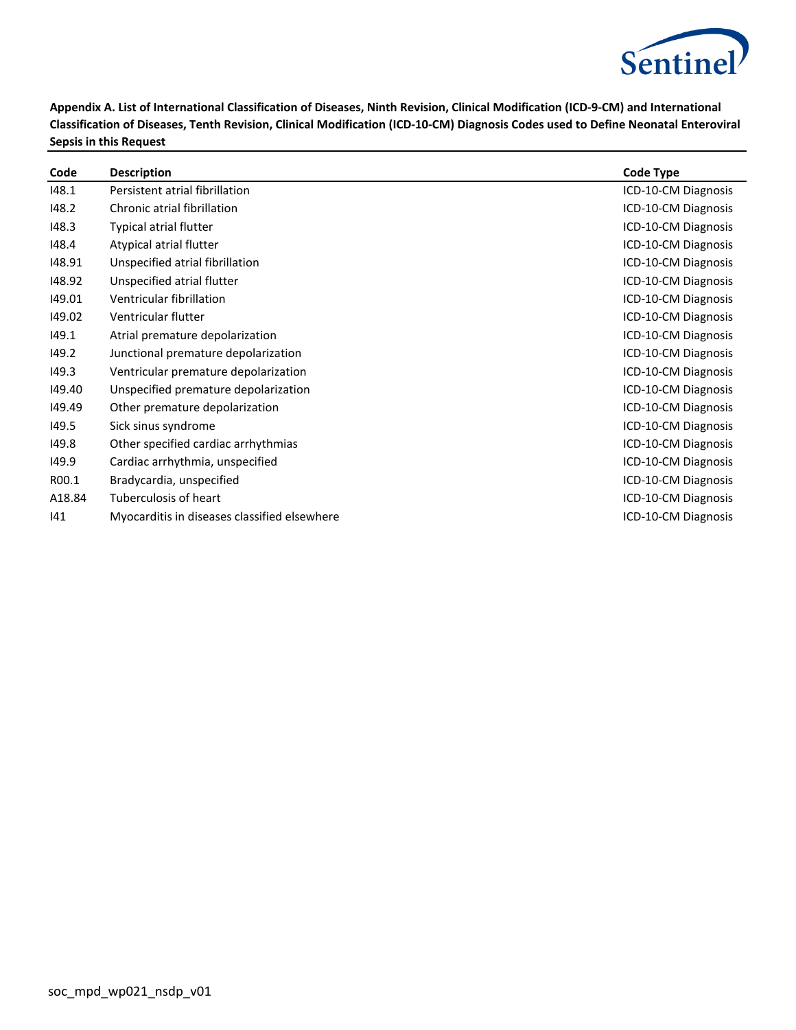**Appendix A. List of International Classification of Diseases, Ninth Revision, Clinical Modification (ICD-9-CM) and International Classification of Diseases, Tenth Revision, Clinical Modification (ICD-10-CM) Diagnosis Codes used to Define Neonatal Enteroviral Sepsis in this Request**

| Code | Description | Code Type |
|---|---|---|
| I48.1 | Persistent atrial fibrillation | ICD-10-CM Diagnosis |
| I48.2 | Chronic atrial fibrillation | ICD-10-CM Diagnosis |
| I48.3 | Typical atrial flutter | ICD-10-CM Diagnosis |
| I48.4 | Atypical atrial flutter | ICD-10-CM Diagnosis |
| I48.91 | Unspecified atrial fibrillation | ICD-10-CM Diagnosis |
| I48.92 | Unspecified atrial flutter | ICD-10-CM Diagnosis |
| I49.01 | Ventricular fibrillation | ICD-10-CM Diagnosis |
| I49.02 | Ventricular flutter | ICD-10-CM Diagnosis |
| I49.1 | Atrial premature depolarization | ICD-10-CM Diagnosis |
| I49.2 | Junctional premature depolarization | ICD-10-CM Diagnosis |
| I49.3 | Ventricular premature depolarization | ICD-10-CM Diagnosis |
| I49.40 | Unspecified premature depolarization | ICD-10-CM Diagnosis |
| I49.49 | Other premature depolarization | ICD-10-CM Diagnosis |
| I49.5 | Sick sinus syndrome | ICD-10-CM Diagnosis |
| I49.8 | Other specified cardiac arrhythmias | ICD-10-CM Diagnosis |
| I49.9 | Cardiac arrhythmia, unspecified | ICD-10-CM Diagnosis |
| R00.1 | Bradycardia, unspecified | ICD-10-CM Diagnosis |
| A18.84 | Tuberculosis of heart | ICD-10-CM Diagnosis |
| I41 | Myocarditis in diseases classified elsewhere | ICD-10-CM Diagnosis |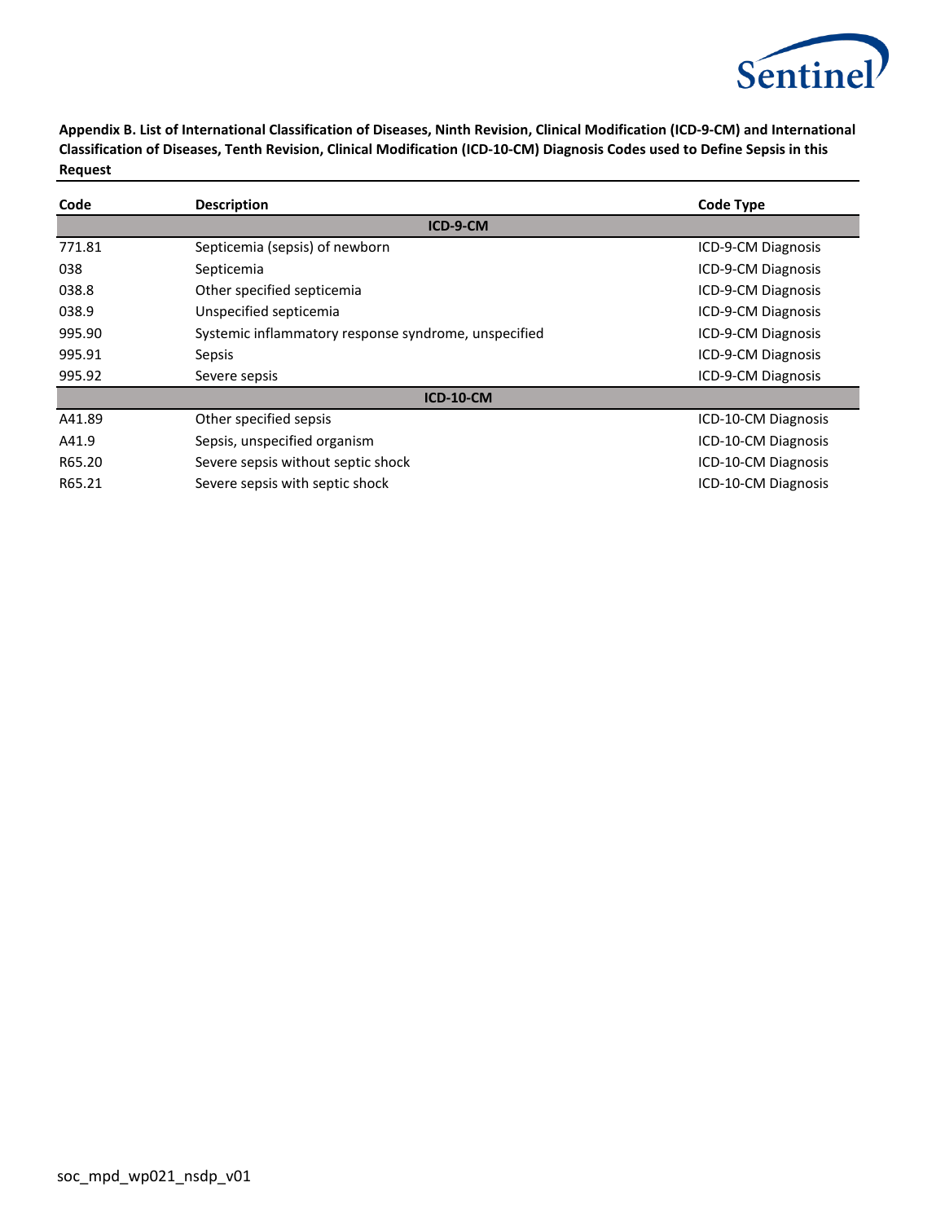**Appendix B. List of International Classification of Diseases, Ninth Revision, Clinical Modification (ICD-9-CM) and International Classification of Diseases, Tenth Revision, Clinical Modification (ICD-10-CM) Diagnosis Codes used to Define Sepsis in this Request**

| Code | Description | Code Type |
|---|---|---|
| **ICD-9-CM** | | |
| 771.81 | Septicemia (sepsis) of newborn | ICD-9-CM Diagnosis |
| 038 | Septicemia | ICD-9-CM Diagnosis |
| 038.8 | Other specified septicemia | ICD-9-CM Diagnosis |
| 038.9 | Unspecified septicemia | ICD-9-CM Diagnosis |
| 995.90 | Systemic inflammatory response syndrome, unspecified | ICD-9-CM Diagnosis |
| 995.91 | Sepsis | ICD-9-CM Diagnosis |
| 995.92 | Severe sepsis | ICD-9-CM Diagnosis |
| **ICD-10-CM** | | |
| A41.89 | Other specified sepsis | ICD-10-CM Diagnosis |
| A41.9 | Sepsis, unspecified organism | ICD-10-CM Diagnosis |
| R65.20 | Severe sepsis without septic shock | ICD-10-CM Diagnosis |
| R65.21 | Severe sepsis with septic shock | ICD-10-CM Diagnosis |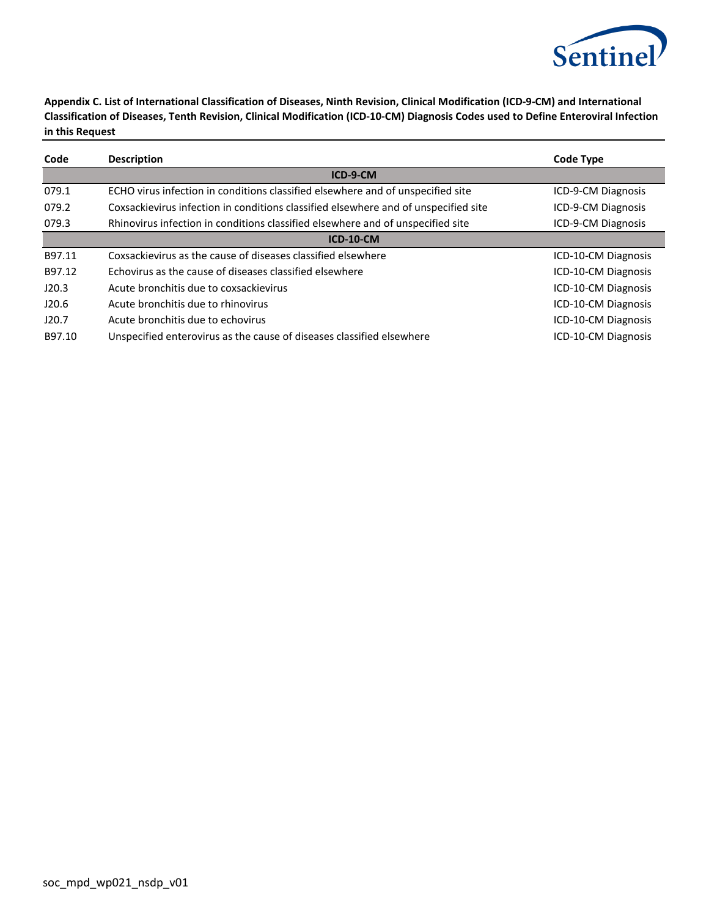**Appendix C. List of International Classification of Diseases, Ninth Revision, Clinical Modification (ICD-9-CM) and International Classification of Diseases, Tenth Revision, Clinical Modification (ICD-10-CM) Diagnosis Codes used to Define Enteroviral Infection in this Request**

| Code | Description | Code Type |
|---|---|---|
| | **ICD-9-CM** | |
| 079.1 | ECHO virus infection in conditions classified elsewhere and of unspecified site | ICD-9-CM Diagnosis |
| 079.2 | Coxsackievirus infection in conditions classified elsewhere and of unspecified site | ICD-9-CM Diagnosis |
| 079.3 | Rhinovirus infection in conditions classified elsewhere and of unspecified site | ICD-9-CM Diagnosis |
| | **ICD-10-CM** | |
| B97.11 | Coxsackievirus as the cause of diseases classified elsewhere | ICD-10-CM Diagnosis |
| B97.12 | Echovirus as the cause of diseases classified elsewhere | ICD-10-CM Diagnosis |
| J20.3 | Acute bronchitis due to coxsackievirus | ICD-10-CM Diagnosis |
| J20.6 | Acute bronchitis due to rhinovirus | ICD-10-CM Diagnosis |
| J20.7 | Acute bronchitis due to echovirus | ICD-10-CM Diagnosis |
| B97.10 | Unspecified enterovirus as the cause of diseases classified elsewhere | ICD-10-CM Diagnosis |

soc_mpd_wp021_nsdp_v01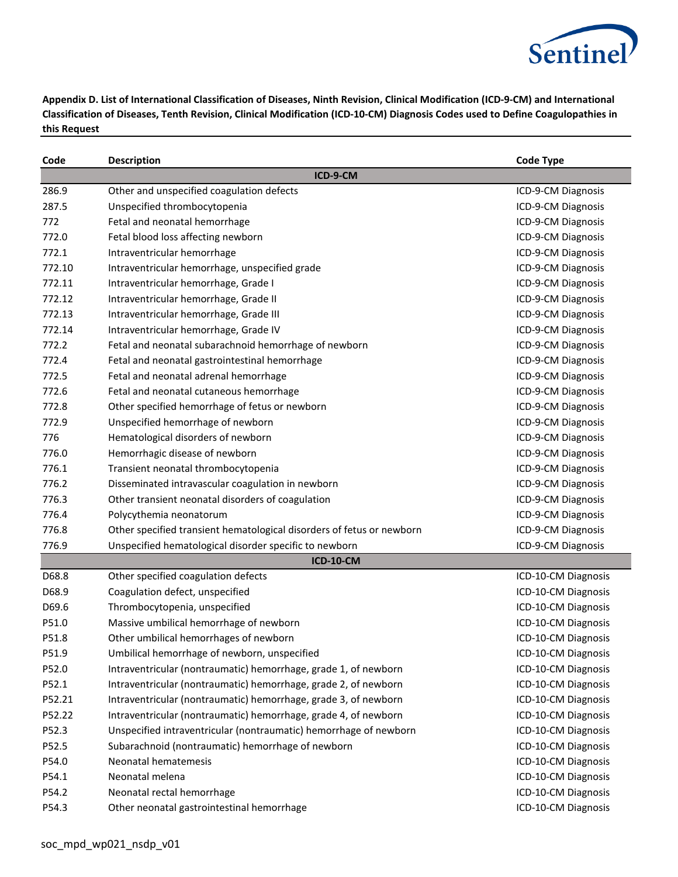**Appendix D. List of International Classification of Diseases, Ninth Revision, Clinical Modification (ICD-9-CM) and International Classification of Diseases, Tenth Revision, Clinical Modification (ICD-10-CM) Diagnosis Codes used to Define Coagulopathies in this Request**

| Code | Description | Code Type |
|---|---|---|
| | **ICD-9-CM** | |
| 286.9 | Other and unspecified coagulation defects | ICD-9-CM Diagnosis |
| 287.5 | Unspecified thrombocytopenia | ICD-9-CM Diagnosis |
| 772 | Fetal and neonatal hemorrhage | ICD-9-CM Diagnosis |
| 772.0 | Fetal blood loss affecting newborn | ICD-9-CM Diagnosis |
| 772.1 | Intraventricular hemorrhage | ICD-9-CM Diagnosis |
| 772.10 | Intraventricular hemorrhage, unspecified grade | ICD-9-CM Diagnosis |
| 772.11 | Intraventricular hemorrhage, Grade I | ICD-9-CM Diagnosis |
| 772.12 | Intraventricular hemorrhage, Grade II | ICD-9-CM Diagnosis |
| 772.13 | Intraventricular hemorrhage, Grade III | ICD-9-CM Diagnosis |
| 772.14 | Intraventricular hemorrhage, Grade IV | ICD-9-CM Diagnosis |
| 772.2 | Fetal and neonatal subarachnoid hemorrhage of newborn | ICD-9-CM Diagnosis |
| 772.4 | Fetal and neonatal gastrointestinal hemorrhage | ICD-9-CM Diagnosis |
| 772.5 | Fetal and neonatal adrenal hemorrhage | ICD-9-CM Diagnosis |
| 772.6 | Fetal and neonatal cutaneous hemorrhage | ICD-9-CM Diagnosis |
| 772.8 | Other specified hemorrhage of fetus or newborn | ICD-9-CM Diagnosis |
| 772.9 | Unspecified hemorrhage of newborn | ICD-9-CM Diagnosis |
| 776 | Hematological disorders of newborn | ICD-9-CM Diagnosis |
| 776.0 | Hemorrhagic disease of newborn | ICD-9-CM Diagnosis |
| 776.1 | Transient neonatal thrombocytopenia | ICD-9-CM Diagnosis |
| 776.2 | Disseminated intravascular coagulation in newborn | ICD-9-CM Diagnosis |
| 776.3 | Other transient neonatal disorders of coagulation | ICD-9-CM Diagnosis |
| 776.4 | Polycythemia neonatorum | ICD-9-CM Diagnosis |
| 776.8 | Other specified transient hematological disorders of fetus or newborn | ICD-9-CM Diagnosis |
| 776.9 | Unspecified hematological disorder specific to newborn | ICD-9-CM Diagnosis |
| | **ICD-10-CM** | |
| D68.8 | Other specified coagulation defects | ICD-10-CM Diagnosis |
| D68.9 | Coagulation defect, unspecified | ICD-10-CM Diagnosis |
| D69.6 | Thrombocytopenia, unspecified | ICD-10-CM Diagnosis |
| P51.0 | Massive umbilical hemorrhage of newborn | ICD-10-CM Diagnosis |
| P51.8 | Other umbilical hemorrhages of newborn | ICD-10-CM Diagnosis |
| P51.9 | Umbilical hemorrhage of newborn, unspecified | ICD-10-CM Diagnosis |
| P52.0 | Intraventricular (nontraumatic) hemorrhage, grade 1, of newborn | ICD-10-CM Diagnosis |
| P52.1 | Intraventricular (nontraumatic) hemorrhage, grade 2, of newborn | ICD-10-CM Diagnosis |
| P52.21 | Intraventricular (nontraumatic) hemorrhage, grade 3, of newborn | ICD-10-CM Diagnosis |
| P52.22 | Intraventricular (nontraumatic) hemorrhage, grade 4, of newborn | ICD-10-CM Diagnosis |
| P52.3 | Unspecified intraventricular (nontraumatic) hemorrhage of newborn | ICD-10-CM Diagnosis |
| P52.5 | Subarachnoid (nontraumatic) hemorrhage of newborn | ICD-10-CM Diagnosis |
| P54.0 | Neonatal hematemesis | ICD-10-CM Diagnosis |
| P54.1 | Neonatal melena | ICD-10-CM Diagnosis |
| P54.2 | Neonatal rectal hemorrhage | ICD-10-CM Diagnosis |
| P54.3 | Other neonatal gastrointestinal hemorrhage | ICD-10-CM Diagnosis |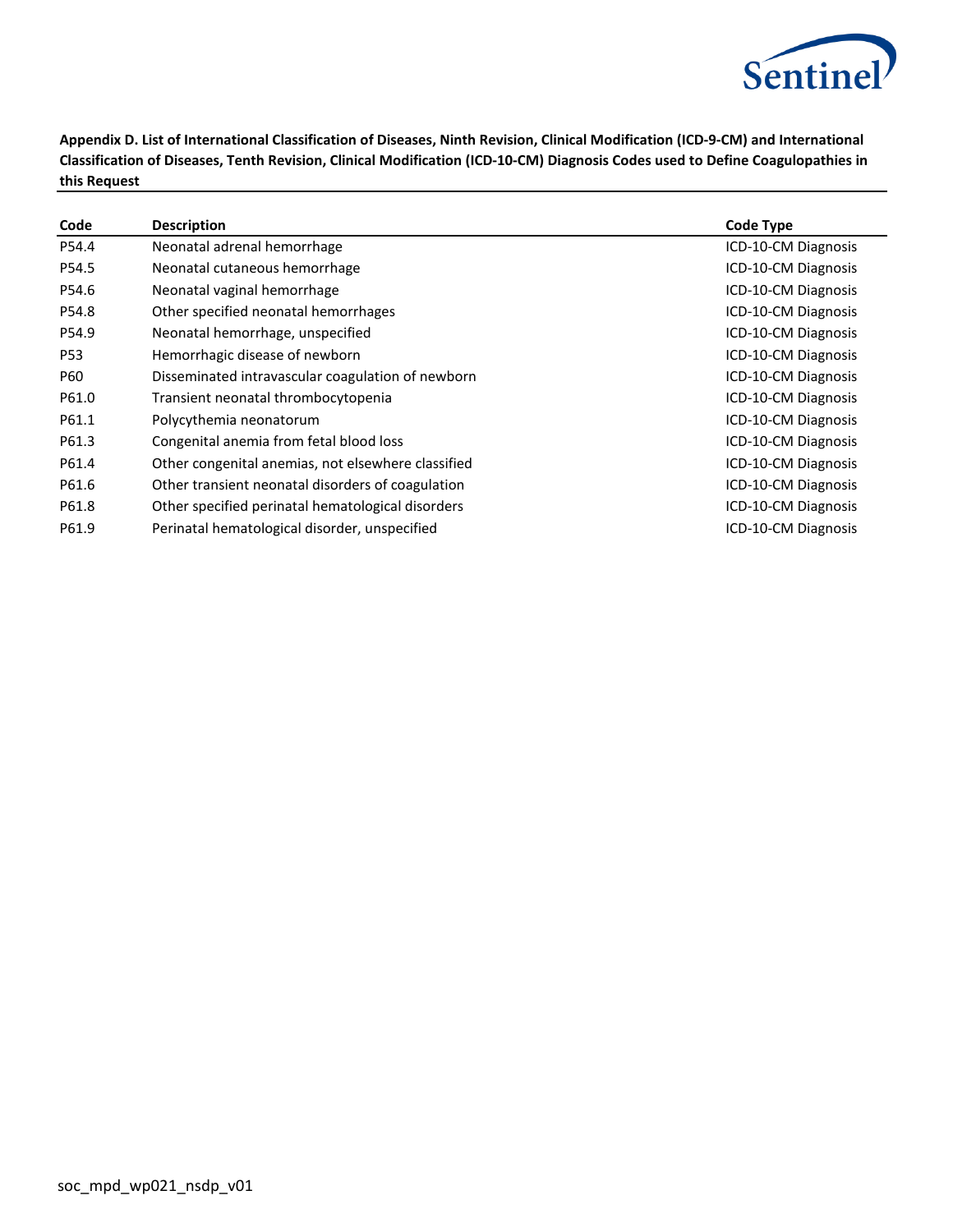**Appendix D. List of International Classification of Diseases, Ninth Revision, Clinical Modification (ICD-9-CM) and International Classification of Diseases, Tenth Revision, Clinical Modification (ICD-10-CM) Diagnosis Codes used to Define Coagulopathies in this Request**

| Code | Description | Code Type |
|---|---|---|
| P54.4 | Neonatal adrenal hemorrhage | ICD-10-CM Diagnosis |
| P54.5 | Neonatal cutaneous hemorrhage | ICD-10-CM Diagnosis |
| P54.6 | Neonatal vaginal hemorrhage | ICD-10-CM Diagnosis |
| P54.8 | Other specified neonatal hemorrhages | ICD-10-CM Diagnosis |
| P54.9 | Neonatal hemorrhage, unspecified | ICD-10-CM Diagnosis |
| P53 | Hemorrhagic disease of newborn | ICD-10-CM Diagnosis |
| P60 | Disseminated intravascular coagulation of newborn | ICD-10-CM Diagnosis |
| P61.0 | Transient neonatal thrombocytopenia | ICD-10-CM Diagnosis |
| P61.1 | Polycythemia neonatorum | ICD-10-CM Diagnosis |
| P61.3 | Congenital anemia from fetal blood loss | ICD-10-CM Diagnosis |
| P61.4 | Other congenital anemias, not elsewhere classified | ICD-10-CM Diagnosis |
| P61.6 | Other transient neonatal disorders of coagulation | ICD-10-CM Diagnosis |
| P61.8 | Other specified perinatal hematological disorders | ICD-10-CM Diagnosis |
| P61.9 | Perinatal hematological disorder, unspecified | ICD-10-CM Diagnosis |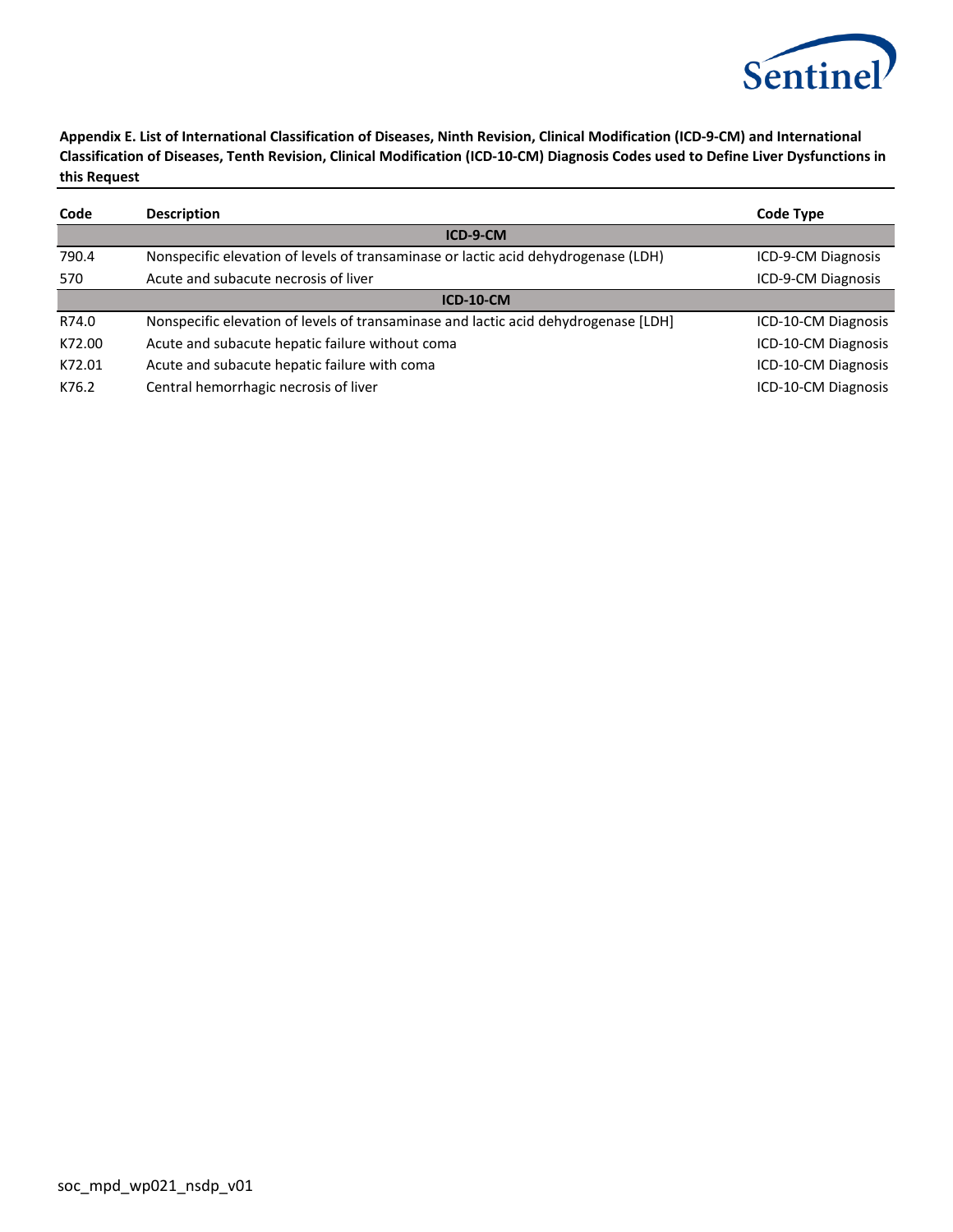**Appendix E. List of International Classification of Diseases, Ninth Revision, Clinical Modification (ICD-9-CM) and International Classification of Diseases, Tenth Revision, Clinical Modification (ICD-10-CM) Diagnosis Codes used to Define Liver Dysfunctions in this Request**

| Code | Description | Code Type |
|---|---|---|
| | **ICD-9-CM** | |
| 790.4 | Nonspecific elevation of levels of transaminase or lactic acid dehydrogenase (LDH) | ICD-9-CM Diagnosis |
| 570 | Acute and subacute necrosis of liver | ICD-9-CM Diagnosis |
| | **ICD-10-CM** | |
| R74.0 | Nonspecific elevation of levels of transaminase and lactic acid dehydrogenase [LDH] | ICD-10-CM Diagnosis |
| K72.00 | Acute and subacute hepatic failure without coma | ICD-10-CM Diagnosis |
| K72.01 | Acute and subacute hepatic failure with coma | ICD-10-CM Diagnosis |
| K76.2 | Central hemorrhagic necrosis of liver | ICD-10-CM Diagnosis |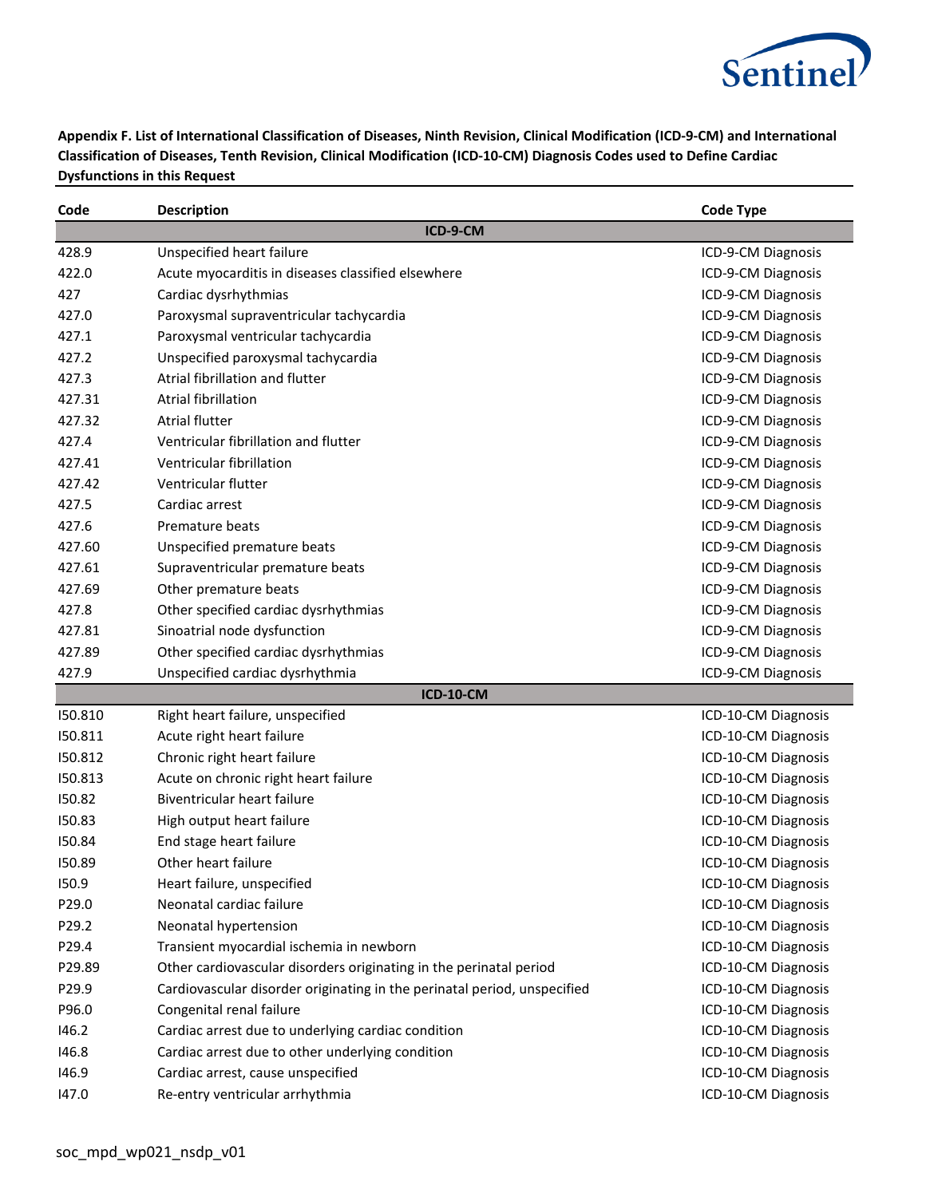**Appendix F. List of International Classification of Diseases, Ninth Revision, Clinical Modification (ICD-9-CM) and International Classification of Diseases, Tenth Revision, Clinical Modification (ICD-10-CM) Diagnosis Codes used to Define Cardiac Dysfunctions in this Request**

| Code | Description | Code Type |
|---|---|---|
| | **ICD-9-CM** | |
| 428.9 | Unspecified heart failure | ICD-9-CM Diagnosis |
| 422.0 | Acute myocarditis in diseases classified elsewhere | ICD-9-CM Diagnosis |
| 427 | Cardiac dysrhythmias | ICD-9-CM Diagnosis |
| 427.0 | Paroxysmal supraventricular tachycardia | ICD-9-CM Diagnosis |
| 427.1 | Paroxysmal ventricular tachycardia | ICD-9-CM Diagnosis |
| 427.2 | Unspecified paroxysmal tachycardia | ICD-9-CM Diagnosis |
| 427.3 | Atrial fibrillation and flutter | ICD-9-CM Diagnosis |
| 427.31 | Atrial fibrillation | ICD-9-CM Diagnosis |
| 427.32 | Atrial flutter | ICD-9-CM Diagnosis |
| 427.4 | Ventricular fibrillation and flutter | ICD-9-CM Diagnosis |
| 427.41 | Ventricular fibrillation | ICD-9-CM Diagnosis |
| 427.42 | Ventricular flutter | ICD-9-CM Diagnosis |
| 427.5 | Cardiac arrest | ICD-9-CM Diagnosis |
| 427.6 | Premature beats | ICD-9-CM Diagnosis |
| 427.60 | Unspecified premature beats | ICD-9-CM Diagnosis |
| 427.61 | Supraventricular premature beats | ICD-9-CM Diagnosis |
| 427.69 | Other premature beats | ICD-9-CM Diagnosis |
| 427.8 | Other specified cardiac dysrhythmias | ICD-9-CM Diagnosis |
| 427.81 | Sinoatrial node dysfunction | ICD-9-CM Diagnosis |
| 427.89 | Other specified cardiac dysrhythmias | ICD-9-CM Diagnosis |
| 427.9 | Unspecified cardiac dysrhythmia | ICD-9-CM Diagnosis |
| | **ICD-10-CM** | |
| I50.810 | Right heart failure, unspecified | ICD-10-CM Diagnosis |
| I50.811 | Acute right heart failure | ICD-10-CM Diagnosis |
| I50.812 | Chronic right heart failure | ICD-10-CM Diagnosis |
| I50.813 | Acute on chronic right heart failure | ICD-10-CM Diagnosis |
| I50.82 | Biventricular heart failure | ICD-10-CM Diagnosis |
| I50.83 | High output heart failure | ICD-10-CM Diagnosis |
| I50.84 | End stage heart failure | ICD-10-CM Diagnosis |
| I50.89 | Other heart failure | ICD-10-CM Diagnosis |
| I50.9 | Heart failure, unspecified | ICD-10-CM Diagnosis |
| P29.0 | Neonatal cardiac failure | ICD-10-CM Diagnosis |
| P29.2 | Neonatal hypertension | ICD-10-CM Diagnosis |
| P29.4 | Transient myocardial ischemia in newborn | ICD-10-CM Diagnosis |
| P29.89 | Other cardiovascular disorders originating in the perinatal period | ICD-10-CM Diagnosis |
| P29.9 | Cardiovascular disorder originating in the perinatal period, unspecified | ICD-10-CM Diagnosis |
| P96.0 | Congenital renal failure | ICD-10-CM Diagnosis |
| I46.2 | Cardiac arrest due to underlying cardiac condition | ICD-10-CM Diagnosis |
| I46.8 | Cardiac arrest due to other underlying condition | ICD-10-CM Diagnosis |
| I46.9 | Cardiac arrest, cause unspecified | ICD-10-CM Diagnosis |
| I47.0 | Re-entry ventricular arrhythmia | ICD-10-CM Diagnosis |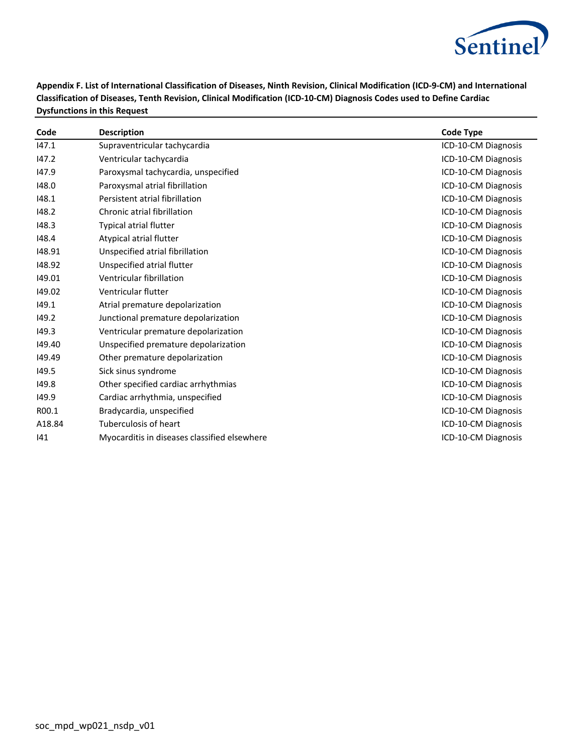**Appendix F. List of International Classification of Diseases, Ninth Revision, Clinical Modification (ICD-9-CM) and International Classification of Diseases, Tenth Revision, Clinical Modification (ICD-10-CM) Diagnosis Codes used to Define Cardiac Dysfunctions in this Request**

| Code | Description | Code Type |
|---|---|---|
| I47.1 | Supraventricular tachycardia | ICD-10-CM Diagnosis |
| I47.2 | Ventricular tachycardia | ICD-10-CM Diagnosis |
| I47.9 | Paroxysmal tachycardia, unspecified | ICD-10-CM Diagnosis |
| I48.0 | Paroxysmal atrial fibrillation | ICD-10-CM Diagnosis |
| I48.1 | Persistent atrial fibrillation | ICD-10-CM Diagnosis |
| I48.2 | Chronic atrial fibrillation | ICD-10-CM Diagnosis |
| I48.3 | Typical atrial flutter | ICD-10-CM Diagnosis |
| I48.4 | Atypical atrial flutter | ICD-10-CM Diagnosis |
| I48.91 | Unspecified atrial fibrillation | ICD-10-CM Diagnosis |
| I48.92 | Unspecified atrial flutter | ICD-10-CM Diagnosis |
| I49.01 | Ventricular fibrillation | ICD-10-CM Diagnosis |
| I49.02 | Ventricular flutter | ICD-10-CM Diagnosis |
| I49.1 | Atrial premature depolarization | ICD-10-CM Diagnosis |
| I49.2 | Junctional premature depolarization | ICD-10-CM Diagnosis |
| I49.3 | Ventricular premature depolarization | ICD-10-CM Diagnosis |
| I49.40 | Unspecified premature depolarization | ICD-10-CM Diagnosis |
| I49.49 | Other premature depolarization | ICD-10-CM Diagnosis |
| I49.5 | Sick sinus syndrome | ICD-10-CM Diagnosis |
| I49.8 | Other specified cardiac arrhythmias | ICD-10-CM Diagnosis |
| I49.9 | Cardiac arrhythmia, unspecified | ICD-10-CM Diagnosis |
| R00.1 | Bradycardia, unspecified | ICD-10-CM Diagnosis |
| A18.84 | Tuberculosis of heart | ICD-10-CM Diagnosis |
| I41 | Myocarditis in diseases classified elsewhere | ICD-10-CM Diagnosis |

soc_mpd_wp021_nsdp_v01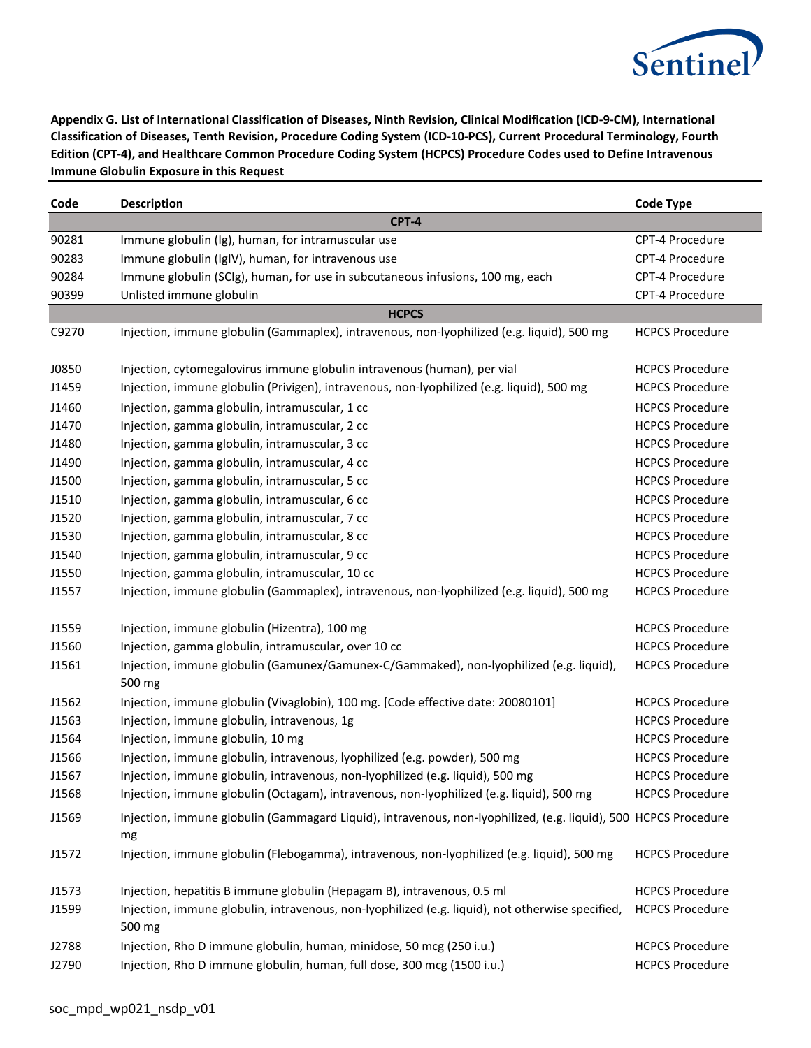**Appendix G. List of International Classification of Diseases, Ninth Revision, Clinical Modification (ICD-9-CM), International Classification of Diseases, Tenth Revision, Procedure Coding System (ICD-10-PCS), Current Procedural Terminology, Fourth Edition (CPT-4), and Healthcare Common Procedure Coding System (HCPCS) Procedure Codes used to Define Intravenous Immune Globulin Exposure in this Request**

| Code | Description | Code Type |
|---|---|---|
| | **CPT-4** | |
| 90281 | Immune globulin (Ig), human, for intramuscular use | CPT-4 Procedure |
| 90283 | Immune globulin (IgIV), human, for intravenous use | CPT-4 Procedure |
| 90284 | Immune globulin (SCIg), human, for use in subcutaneous infusions, 100 mg, each | CPT-4 Procedure |
| 90399 | Unlisted immune globulin | CPT-4 Procedure |
| | **HCPCS** | |
| C9270 | Injection, immune globulin (Gammaplex), intravenous, non-lyophilized (e.g. liquid), 500 mg | HCPCS Procedure |
| J0850 | Injection, cytomegalovirus immune globulin intravenous (human), per vial | HCPCS Procedure |
| J1459 | Injection, immune globulin (Privigen), intravenous, non-lyophilized (e.g. liquid), 500 mg | HCPCS Procedure |
| J1460 | Injection, gamma globulin, intramuscular, 1 cc | HCPCS Procedure |
| J1470 | Injection, gamma globulin, intramuscular, 2 cc | HCPCS Procedure |
| J1480 | Injection, gamma globulin, intramuscular, 3 cc | HCPCS Procedure |
| J1490 | Injection, gamma globulin, intramuscular, 4 cc | HCPCS Procedure |
| J1500 | Injection, gamma globulin, intramuscular, 5 cc | HCPCS Procedure |
| J1510 | Injection, gamma globulin, intramuscular, 6 cc | HCPCS Procedure |
| J1520 | Injection, gamma globulin, intramuscular, 7 cc | HCPCS Procedure |
| J1530 | Injection, gamma globulin, intramuscular, 8 cc | HCPCS Procedure |
| J1540 | Injection, gamma globulin, intramuscular, 9 cc | HCPCS Procedure |
| J1550 | Injection, gamma globulin, intramuscular, 10 cc | HCPCS Procedure |
| J1557 | Injection, immune globulin (Gammaplex), intravenous, non-lyophilized (e.g. liquid), 500 mg | HCPCS Procedure |
| J1559 | Injection, immune globulin (Hizentra), 100 mg | HCPCS Procedure |
| J1560 | Injection, gamma globulin, intramuscular, over 10 cc | HCPCS Procedure |
| J1561 | Injection, immune globulin (Gamunex/Gamunex-C/Gammaked), non-lyophilized (e.g. liquid), 500 mg | HCPCS Procedure |
| J1562 | Injection, immune globulin (Vivaglobin), 100 mg. [Code effective date: 20080101] | HCPCS Procedure |
| J1563 | Injection, immune globulin, intravenous, 1g | HCPCS Procedure |
| J1564 | Injection, immune globulin, 10 mg | HCPCS Procedure |
| J1566 | Injection, immune globulin, intravenous, lyophilized (e.g. powder), 500 mg | HCPCS Procedure |
| J1567 | Injection, immune globulin, intravenous, non-lyophilized (e.g. liquid), 500 mg | HCPCS Procedure |
| J1568 | Injection, immune globulin (Octagam), intravenous, non-lyophilized (e.g. liquid), 500 mg | HCPCS Procedure |
| J1569 | Injection, immune globulin (Gammagard Liquid), intravenous, non-lyophilized, (e.g. liquid), 500 mg | HCPCS Procedure |
| J1572 | Injection, immune globulin (Flebogamma), intravenous, non-lyophilized (e.g. liquid), 500 mg | HCPCS Procedure |
| J1573 | Injection, hepatitis B immune globulin (Hepagam B), intravenous, 0.5 ml | HCPCS Procedure |
| J1599 | Injection, immune globulin, intravenous, non-lyophilized (e.g. liquid), not otherwise specified, 500 mg | HCPCS Procedure |
| J2788 | Injection, Rho D immune globulin, human, minidose, 50 mcg (250 i.u.) | HCPCS Procedure |
| J2790 | Injection, Rho D immune globulin, human, full dose, 300 mcg (1500 i.u.) | HCPCS Procedure |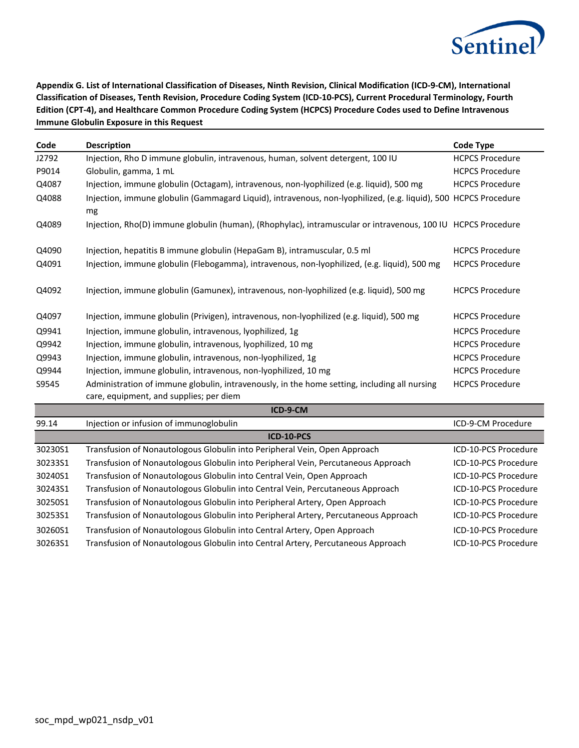**Appendix G. List of International Classification of Diseases, Ninth Revision, Clinical Modification (ICD-9-CM), International Classification of Diseases, Tenth Revision, Procedure Coding System (ICD-10-PCS), Current Procedural Terminology, Fourth Edition (CPT-4), and Healthcare Common Procedure Coding System (HCPCS) Procedure Codes used to Define Intravenous Immune Globulin Exposure in this Request**

| Code | Description | Code Type |
|---|---|---|
| J2792 | Injection, Rho D immune globulin, intravenous, human, solvent detergent, 100 IU | HCPCS Procedure |
| P9014 | Globulin, gamma, 1 mL | HCPCS Procedure |
| Q4087 | Injection, immune globulin (Octagam), intravenous, non-lyophilized (e.g. liquid), 500 mg | HCPCS Procedure |
| Q4088 | Injection, immune globulin (Gammagard Liquid), intravenous, non-lyophilized, (e.g. liquid), 500 mg | HCPCS Procedure |
| Q4089 | Injection, Rho(D) immune globulin (human), (Rhophylac), intramuscular or intravenous, 100 IU | HCPCS Procedure |
| Q4090 | Injection, hepatitis B immune globulin (HepaGam B), intramuscular, 0.5 ml | HCPCS Procedure |
| Q4091 | Injection, immune globulin (Flebogamma), intravenous, non-lyophilized, (e.g. liquid), 500 mg | HCPCS Procedure |
| Q4092 | Injection, immune globulin (Gamunex), intravenous, non-lyophilized (e.g. liquid), 500 mg | HCPCS Procedure |
| Q4097 | Injection, immune globulin (Privigen), intravenous, non-lyophilized (e.g. liquid), 500 mg | HCPCS Procedure |
| Q9941 | Injection, immune globulin, intravenous, lyophilized, 1g | HCPCS Procedure |
| Q9942 | Injection, immune globulin, intravenous, lyophilized, 10 mg | HCPCS Procedure |
| Q9943 | Injection, immune globulin, intravenous, non-lyophilized, 1g | HCPCS Procedure |
| Q9944 | Injection, immune globulin, intravenous, non-lyophilized, 10 mg | HCPCS Procedure |
| S9545 | Administration of immune globulin, intravenously, in the home setting, including all nursing care, equipment, and supplies; per diem | HCPCS Procedure |
| | **ICD-9-CM** | |
| 99.14 | Injection or infusion of immunoglobulin | ICD-9-CM Procedure |
| | **ICD-10-PCS** | |
| 30230S1 | Transfusion of Nonautologous Globulin into Peripheral Vein, Open Approach | ICD-10-PCS Procedure |
| 30233S1 | Transfusion of Nonautologous Globulin into Peripheral Vein, Percutaneous Approach | ICD-10-PCS Procedure |
| 30240S1 | Transfusion of Nonautologous Globulin into Central Vein, Open Approach | ICD-10-PCS Procedure |
| 30243S1 | Transfusion of Nonautologous Globulin into Central Vein, Percutaneous Approach | ICD-10-PCS Procedure |
| 30250S1 | Transfusion of Nonautologous Globulin into Peripheral Artery, Open Approach | ICD-10-PCS Procedure |
| 30253S1 | Transfusion of Nonautologous Globulin into Peripheral Artery, Percutaneous Approach | ICD-10-PCS Procedure |
| 30260S1 | Transfusion of Nonautologous Globulin into Central Artery, Open Approach | ICD-10-PCS Procedure |
| 30263S1 | Transfusion of Nonautologous Globulin into Central Artery, Percutaneous Approach | ICD-10-PCS Procedure |

soc_mpd_wp021_nsdp_v01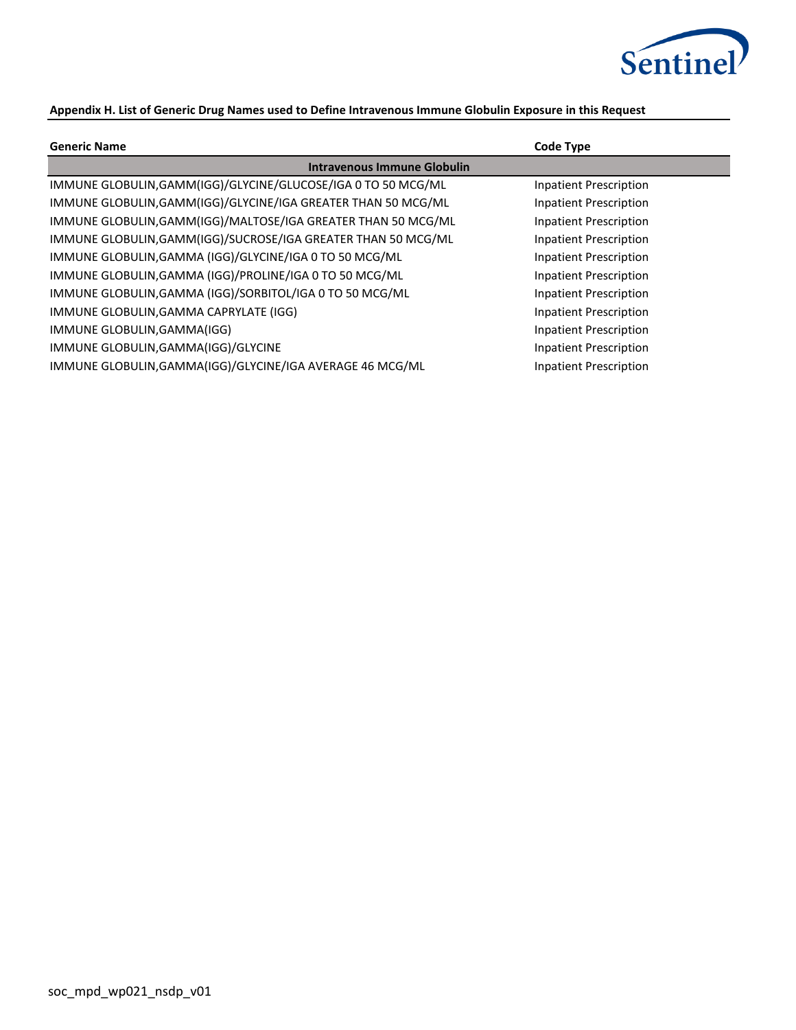**Appendix H. List of Generic Drug Names used to Define Intravenous Immune Globulin Exposure in this Request**

| Generic Name | Code Type |
|---|---|
| **Intravenous Immune Globulin** | |
| IMMUNE GLOBULIN,GAMM(IGG)/GLYCINE/GLUCOSE/IGA 0 TO 50 MCG/ML | Inpatient Prescription |
| IMMUNE GLOBULIN,GAMM(IGG)/GLYCINE/IGA GREATER THAN 50 MCG/ML | Inpatient Prescription |
| IMMUNE GLOBULIN,GAMM(IGG)/MALTOSE/IGA GREATER THAN 50 MCG/ML | Inpatient Prescription |
| IMMUNE GLOBULIN,GAMM(IGG)/SUCROSE/IGA GREATER THAN 50 MCG/ML | Inpatient Prescription |
| IMMUNE GLOBULIN,GAMMA (IGG)/GLYCINE/IGA 0 TO 50 MCG/ML | Inpatient Prescription |
| IMMUNE GLOBULIN,GAMMA (IGG)/PROLINE/IGA 0 TO 50 MCG/ML | Inpatient Prescription |
| IMMUNE GLOBULIN,GAMMA (IGG)/SORBITOL/IGA 0 TO 50 MCG/ML | Inpatient Prescription |
| IMMUNE GLOBULIN,GAMMA CAPRYLATE (IGG) | Inpatient Prescription |
| IMMUNE GLOBULIN,GAMMA(IGG) | Inpatient Prescription |
| IMMUNE GLOBULIN,GAMMA(IGG)/GLYCINE | Inpatient Prescription |
| IMMUNE GLOBULIN,GAMMA(IGG)/GLYCINE/IGA AVERAGE 46 MCG/ML | Inpatient Prescription |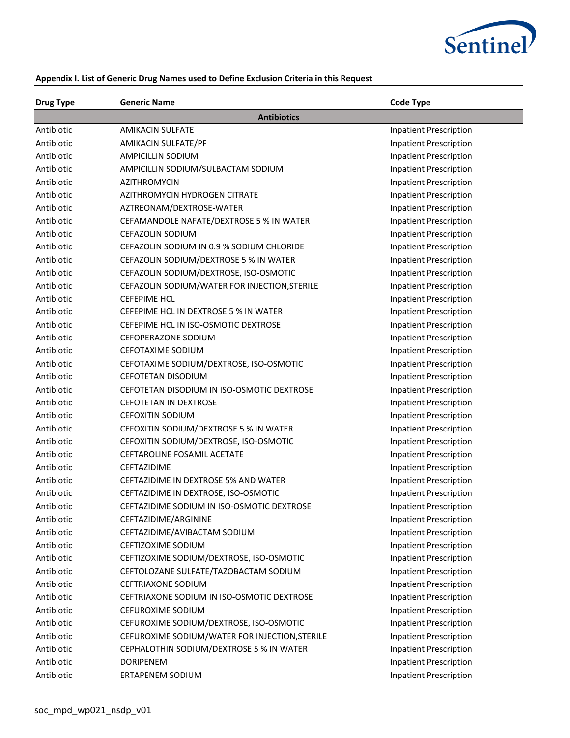**Appendix I. List of Generic Drug Names used to Define Exclusion Criteria in this Request**

| Drug Type | Generic Name | Code Type |
|---|---|---|
| | **Antibiotics** | |
| Antibiotic | AMIKACIN SULFATE | Inpatient Prescription |
| Antibiotic | AMIKACIN SULFATE/PF | Inpatient Prescription |
| Antibiotic | AMPICILLIN SODIUM | Inpatient Prescription |
| Antibiotic | AMPICILLIN SODIUM/SULBACTAM SODIUM | Inpatient Prescription |
| Antibiotic | AZITHROMYCIN | Inpatient Prescription |
| Antibiotic | AZITHROMYCIN HYDROGEN CITRATE | Inpatient Prescription |
| Antibiotic | AZTREONAM/DEXTROSE-WATER | Inpatient Prescription |
| Antibiotic | CEFAMANDOLE NAFATE/DEXTROSE 5 % IN WATER | Inpatient Prescription |
| Antibiotic | CEFAZOLIN SODIUM | Inpatient Prescription |
| Antibiotic | CEFAZOLIN SODIUM IN 0.9 % SODIUM CHLORIDE | Inpatient Prescription |
| Antibiotic | CEFAZOLIN SODIUM/DEXTROSE 5 % IN WATER | Inpatient Prescription |
| Antibiotic | CEFAZOLIN SODIUM/DEXTROSE, ISO-OSMOTIC | Inpatient Prescription |
| Antibiotic | CEFAZOLIN SODIUM/WATER FOR INJECTION,STERILE | Inpatient Prescription |
| Antibiotic | CEFEPIME HCL | Inpatient Prescription |
| Antibiotic | CEFEPIME HCL IN DEXTROSE 5 % IN WATER | Inpatient Prescription |
| Antibiotic | CEFEPIME HCL IN ISO-OSMOTIC DEXTROSE | Inpatient Prescription |
| Antibiotic | CEFOPERAZONE SODIUM | Inpatient Prescription |
| Antibiotic | CEFOTAXIME SODIUM | Inpatient Prescription |
| Antibiotic | CEFOTAXIME SODIUM/DEXTROSE, ISO-OSMOTIC | Inpatient Prescription |
| Antibiotic | CEFOTETAN DISODIUM | Inpatient Prescription |
| Antibiotic | CEFOTETAN DISODIUM IN ISO-OSMOTIC DEXTROSE | Inpatient Prescription |
| Antibiotic | CEFOTETAN IN DEXTROSE | Inpatient Prescription |
| Antibiotic | CEFOXITIN SODIUM | Inpatient Prescription |
| Antibiotic | CEFOXITIN SODIUM/DEXTROSE 5 % IN WATER | Inpatient Prescription |
| Antibiotic | CEFOXITIN SODIUM/DEXTROSE, ISO-OSMOTIC | Inpatient Prescription |
| Antibiotic | CEFTAROLINE FOSAMIL ACETATE | Inpatient Prescription |
| Antibiotic | CEFTAZIDIME | Inpatient Prescription |
| Antibiotic | CEFTAZIDIME IN DEXTROSE 5% AND WATER | Inpatient Prescription |
| Antibiotic | CEFTAZIDIME IN DEXTROSE, ISO-OSMOTIC | Inpatient Prescription |
| Antibiotic | CEFTAZIDIME SODIUM IN ISO-OSMOTIC DEXTROSE | Inpatient Prescription |
| Antibiotic | CEFTAZIDIME/ARGININE | Inpatient Prescription |
| Antibiotic | CEFTAZIDIME/AVIBACTAM SODIUM | Inpatient Prescription |
| Antibiotic | CEFTIZOXIME SODIUM | Inpatient Prescription |
| Antibiotic | CEFTIZOXIME SODIUM/DEXTROSE, ISO-OSMOTIC | Inpatient Prescription |
| Antibiotic | CEFTOLOZANE SULFATE/TAZOBACTAM SODIUM | Inpatient Prescription |
| Antibiotic | CEFTRIAXONE SODIUM | Inpatient Prescription |
| Antibiotic | CEFTRIAXONE SODIUM IN ISO-OSMOTIC DEXTROSE | Inpatient Prescription |
| Antibiotic | CEFUROXIME SODIUM | Inpatient Prescription |
| Antibiotic | CEFUROXIME SODIUM/DEXTROSE, ISO-OSMOTIC | Inpatient Prescription |
| Antibiotic | CEFUROXIME SODIUM/WATER FOR INJECTION,STERILE | Inpatient Prescription |
| Antibiotic | CEPHALOTHIN SODIUM/DEXTROSE 5 % IN WATER | Inpatient Prescription |
| Antibiotic | DORIPENEM | Inpatient Prescription |
| Antibiotic | ERTAPENEM SODIUM | Inpatient Prescription |

soc_mpd_wp021_nsdp_v01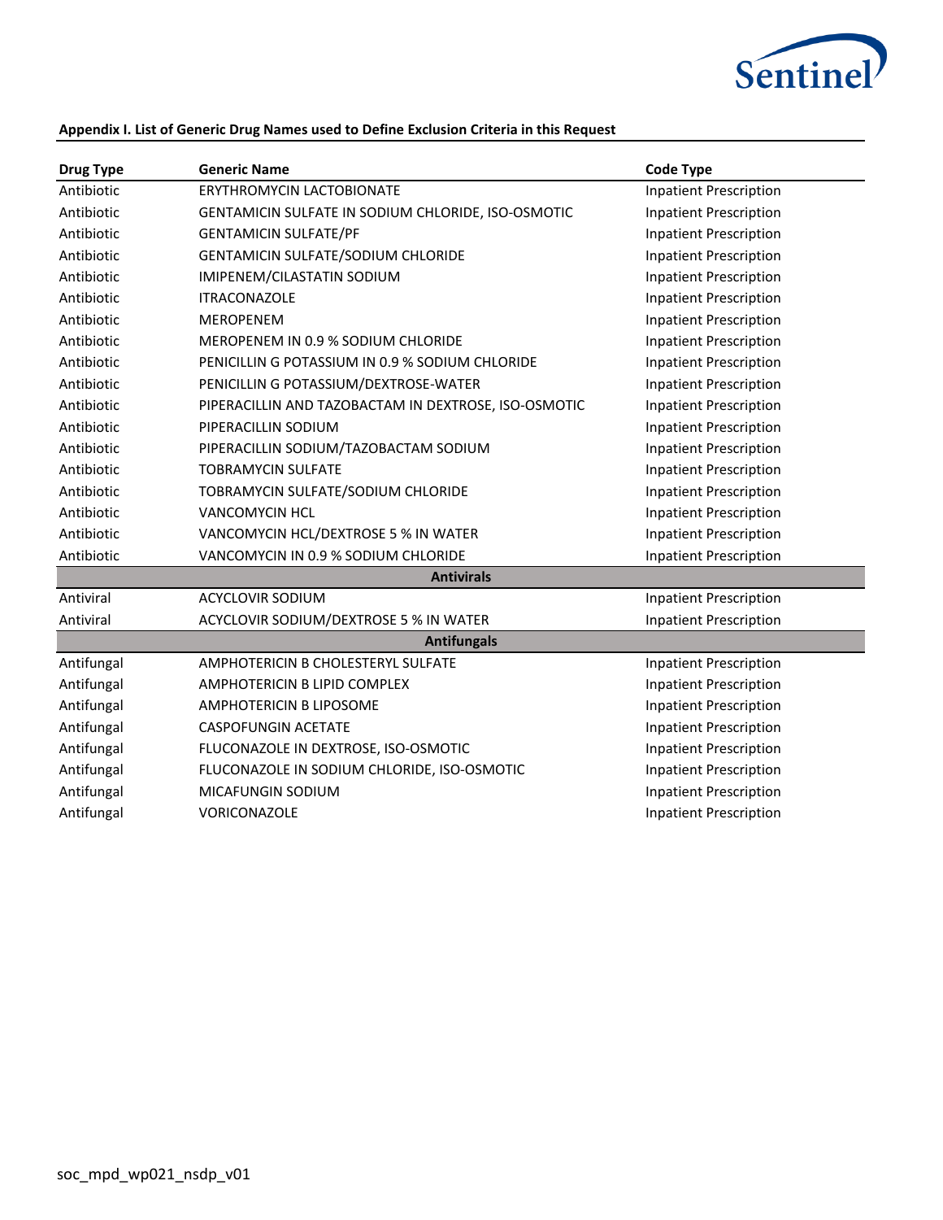**Appendix I. List of Generic Drug Names used to Define Exclusion Criteria in this Request**

| Drug Type | Generic Name | Code Type |
|---|---|---|
| Antibiotic | ERYTHROMYCIN LACTOBIONATE | Inpatient Prescription |
| Antibiotic | GENTAMICIN SULFATE IN SODIUM CHLORIDE, ISO-OSMOTIC | Inpatient Prescription |
| Antibiotic | GENTAMICIN SULFATE/PF | Inpatient Prescription |
| Antibiotic | GENTAMICIN SULFATE/SODIUM CHLORIDE | Inpatient Prescription |
| Antibiotic | IMIPENEM/CILASTATIN SODIUM | Inpatient Prescription |
| Antibiotic | ITRACONAZOLE | Inpatient Prescription |
| Antibiotic | MEROPENEM | Inpatient Prescription |
| Antibiotic | MEROPENEM IN 0.9 % SODIUM CHLORIDE | Inpatient Prescription |
| Antibiotic | PENICILLIN G POTASSIUM IN 0.9 % SODIUM CHLORIDE | Inpatient Prescription |
| Antibiotic | PENICILLIN G POTASSIUM/DEXTROSE-WATER | Inpatient Prescription |
| Antibiotic | PIPERACILLIN AND TAZOBACTAM IN DEXTROSE, ISO-OSMOTIC | Inpatient Prescription |
| Antibiotic | PIPERACILLIN SODIUM | Inpatient Prescription |
| Antibiotic | PIPERACILLIN SODIUM/TAZOBACTAM SODIUM | Inpatient Prescription |
| Antibiotic | TOBRAMYCIN SULFATE | Inpatient Prescription |
| Antibiotic | TOBRAMYCIN SULFATE/SODIUM CHLORIDE | Inpatient Prescription |
| Antibiotic | VANCOMYCIN HCL | Inpatient Prescription |
| Antibiotic | VANCOMYCIN HCL/DEXTROSE 5 % IN WATER | Inpatient Prescription |
| Antibiotic | VANCOMYCIN IN 0.9 % SODIUM CHLORIDE | Inpatient Prescription |
| | **Antivirals** | |
| Antiviral | ACYCLOVIR SODIUM | Inpatient Prescription |
| Antiviral | ACYCLOVIR SODIUM/DEXTROSE 5 % IN WATER | Inpatient Prescription |
| | **Antifungals** | |
| Antifungal | AMPHOTERICIN B CHOLESTERYL SULFATE | Inpatient Prescription |
| Antifungal | AMPHOTERICIN B LIPID COMPLEX | Inpatient Prescription |
| Antifungal | AMPHOTERICIN B LIPOSOME | Inpatient Prescription |
| Antifungal | CASPOFUNGIN ACETATE | Inpatient Prescription |
| Antifungal | FLUCONAZOLE IN DEXTROSE, ISO-OSMOTIC | Inpatient Prescription |
| Antifungal | FLUCONAZOLE IN SODIUM CHLORIDE, ISO-OSMOTIC | Inpatient Prescription |
| Antifungal | MICAFUNGIN SODIUM | Inpatient Prescription |
| Antifungal | VORICONAZOLE | Inpatient Prescription |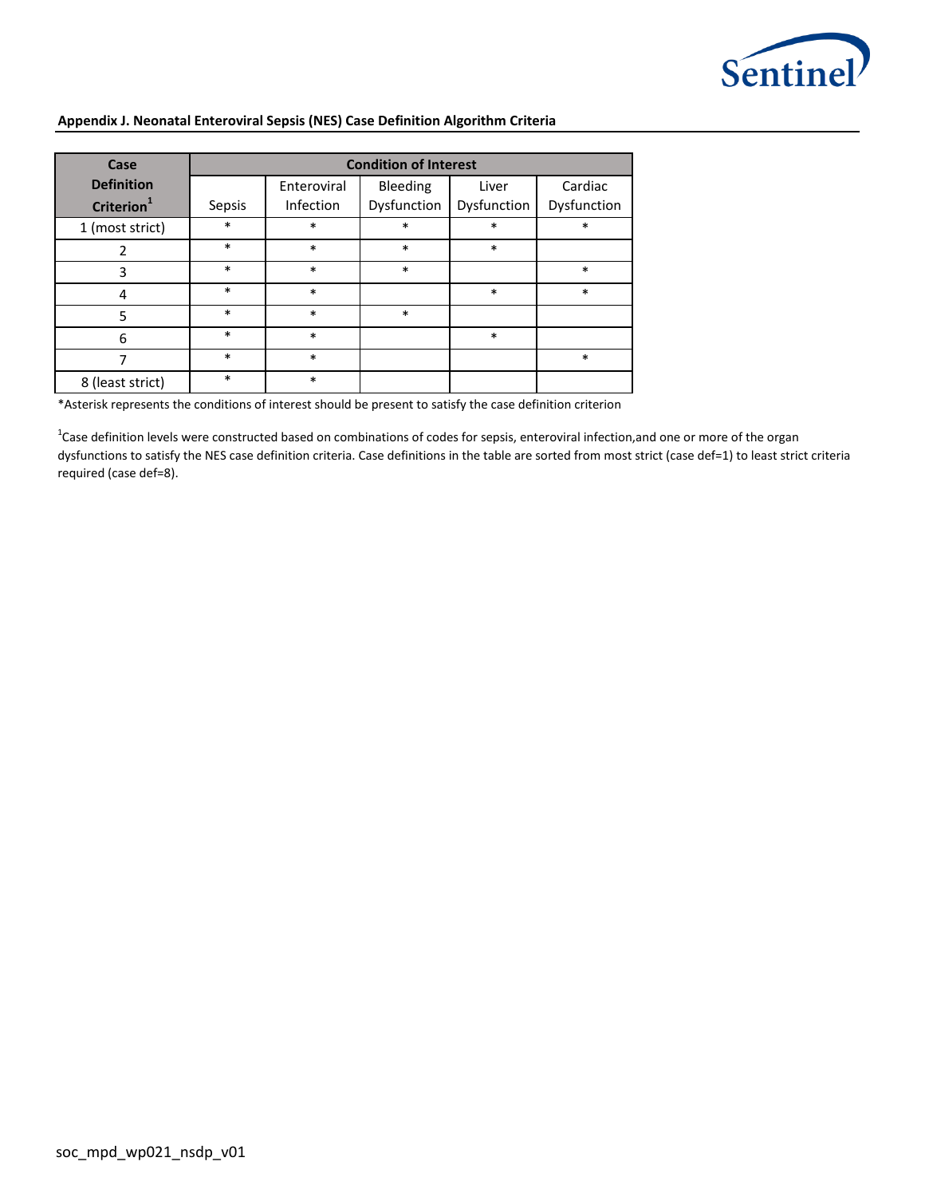**Appendix J. Neonatal Enteroviral Sepsis (NES) Case Definition Algorithm Criteria**

| Case Definition Criterion[1] | Condition of Interest | | | | |
|---|---|---|---|---|---|
| | Sepsis | Enteroviral Infection | Bleeding Dysfunction | Liver Dysfunction | Cardiac Dysfunction |
| 1 (most strict) | * | * | * | * | * |
| 2 | * | * | * | * | |
| 3 | * | * | * | | * |
| 4 | * | * | | * | * |
| 5 | * | * | * | | |
| 6 | * | * | | * | |
| 7 | * | * | | | * |
| 8 (least strict) | * | * | | | |

*Asterisk represents the conditions of interest should be present to satisfy the case definition criterion

[1]Case definition levels were constructed based on combinations of codes for sepsis, enteroviral infection,and one or more of the organ dysfunctions to satisfy the NES case definition criteria. Case definitions in the table are sorted from most strict (case def=1) to least strict criteria required (case def=8).

soc_mpd_wp021_nsdp_v01